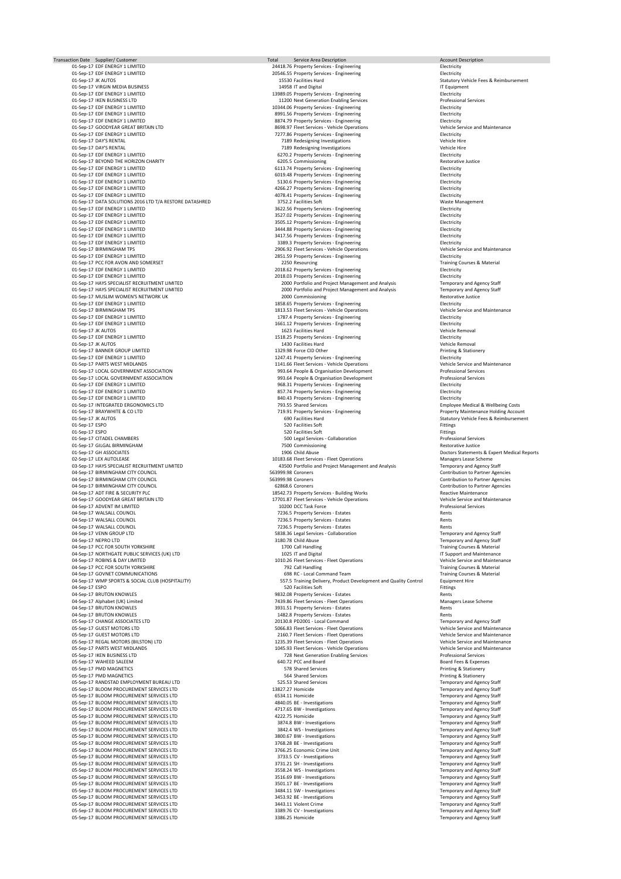| Transaction Date | Supplier/ Customer | Total | Service Area Description | Account Description |
|---|---|---|---|---|
| 01-Sep-17 | EDF ENERGY 1 LIMITED | 24418.76 | Property Services - Engineering | Electricity |
| 01-Sep-17 | EDF ENERGY 1 LIMITED | 20546.55 | Property Services - Engineering | Electricity |
| 01-Sep-17 | JK AUTOS | 15530 | Facilities Hard | Statutory Vehicle Fees & Reimbursement |
| 01-Sep-17 | VIRGIN MEDIA BUSINESS | 14958 | IT and Digital | IT Equipment |
| 01-Sep-17 | EDF ENERGY 1 LIMITED | 13989.05 | Property Services - Engineering | Electricity |
| 01-Sep-17 | IKEN BUSINESS LTD | 11200 | Next Generation Enabling Services | Professional Services |
| 01-Sep-17 | EDF ENERGY 1 LIMITED | 10344.06 | Property Services - Engineering | Electricity |
| 01-Sep-17 | EDF ENERGY 1 LIMITED | 8991.56 | Property Services - Engineering | Electricity |
| 01-Sep-17 | EDF ENERGY 1 LIMITED | 8874.79 | Property Services - Engineering | Electricity |
| 01-Sep-17 | GOODYEAR GREAT BRITAIN LTD | 8698.97 | Fleet Services - Vehicle Operations | Vehicle Service and Maintenance |
| 01-Sep-17 | EDF ENERGY 1 LIMITED | 7277.86 | Property Services - Engineering | Electricity |
| 01-Sep-17 | DAY'S RENTAL | 7189 | Redesigning Investigations | Vehicle Hire |
| 01-Sep-17 | DAY'S RENTAL | 7189 | Redesigning Investigations | Vehicle Hire |
| 01-Sep-17 | EDF ENERGY 1 LIMITED | 6270.2 | Property Services - Engineering | Electricity |
| 01-Sep-17 | BEYOND THE HORIZON CHARITY | 6205.5 | Commissioning | Restorative Justice |
| 01-Sep-17 | EDF ENERGY 1 LIMITED | 6113.74 | Property Services - Engineering | Electricity |
| 01-Sep-17 | EDF ENERGY 1 LIMITED | 6019.48 | Property Services - Engineering | Electricity |
| 01-Sep-17 | EDF ENERGY 1 LIMITED | 5130.6 | Property Services - Engineering | Electricity |
| 01-Sep-17 | EDF ENERGY 1 LIMITED | 4266.27 | Property Services - Engineering | Electricity |
| 01-Sep-17 | EDF ENERGY 1 LIMITED | 4078.41 | Property Services - Engineering | Electricity |
| 01-Sep-17 | DATA SOLUTIONS 2016 LTD T/A RESTORE DATASHRED | 3752.2 | Facilities Soft | Waste Management |
| 01-Sep-17 | EDF ENERGY 1 LIMITED | 3622.56 | Property Services - Engineering | Electricity |
| 01-Sep-17 | EDF ENERGY 1 LIMITED | 3527.02 | Property Services - Engineering | Electricity |
| 01-Sep-17 | EDF ENERGY 1 LIMITED | 3505.12 | Property Services - Engineering | Electricity |
| 01-Sep-17 | EDF ENERGY 1 LIMITED | 3444.88 | Property Services - Engineering | Electricity |
| 01-Sep-17 | EDF ENERGY 1 LIMITED | 3417.56 | Property Services - Engineering | Electricity |
| 01-Sep-17 | EDF ENERGY 1 LIMITED | 3389.3 | Property Services - Engineering | Electricity |
| 01-Sep-17 | BIRMINGHAM TPS | 2906.92 | Fleet Services - Vehicle Operations | Vehicle Service and Maintenance |
| 01-Sep-17 | EDF ENERGY 1 LIMITED | 2851.59 | Property Services - Engineering | Electricity |
| 01-Sep-17 | PCC FOR AVON AND SOMERSET | 2250 | Resourcing | Training Courses & Material |
| 01-Sep-17 | EDF ENERGY 1 LIMITED | 2018.62 | Property Services - Engineering | Electricity |
| 01-Sep-17 | EDF ENERGY 1 LIMITED | 2018.03 | Property Services - Engineering | Electricity |
| 01-Sep-17 | HAYS SPECIALIST RECRUITMENT LIMITED | 2000 | Portfolio and Project Management and Analysis | Temporary and Agency Staff |
| 01-Sep-17 | HAYS SPECIALIST RECRUITMENT LIMITED | 2000 | Portfolio and Project Management and Analysis | Temporary and Agency Staff |
| 01-Sep-17 | MUSLIM WOMEN'S NETWORK UK | 2000 | Commissioning | Restorative Justice |
| 01-Sep-17 | EDF ENERGY 1 LIMITED | 1858.65 | Property Services - Engineering | Electricity |
| 01-Sep-17 | BIRMINGHAM TPS | 1813.53 | Fleet Services - Vehicle Operations | Vehicle Service and Maintenance |
| 01-Sep-17 | EDF ENERGY 1 LIMITED | 1787.4 | Property Services - Engineering | Electricity |
| 01-Sep-17 | EDF ENERGY 1 LIMITED | 1661.12 | Property Services - Engineering | Electricity |
| 01-Sep-17 | JK AUTOS | 1623 | Facilities Hard | Vehicle Removal |
| 01-Sep-17 | EDF ENERGY 1 LIMITED | 1518.25 | Property Services - Engineering | Electricity |
| 01-Sep-17 | JK AUTOS | 1430 | Facilities Hard | Vehicle Removal |
| 01-Sep-17 | BANNER GROUP LIMITED | 1329.98 | Force CID Other | Printing & Stationery |
| 01-Sep-17 | EDF ENERGY 1 LIMITED | 1247.41 | Property Services - Engineering | Electricity |
| 01-Sep-17 | PARTS WEST MIDLANDS | 1141.66 | Fleet Services - Vehicle Operations | Vehicle Service and Maintenance |
| 01-Sep-17 | LOCAL GOVERNMENT ASSOCIATION | 993.64 | People & Organisation Development | Professional Services |
| 01-Sep-17 | LOCAL GOVERNMENT ASSOCIATION | 993.64 | People & Organisation Development | Professional Services |
| 01-Sep-17 | EDF ENERGY 1 LIMITED | 968.31 | Property Services - Engineering | Electricity |
| 01-Sep-17 | EDF ENERGY 1 LIMITED | 857.74 | Property Services - Engineering | Electricity |
| 01-Sep-17 | EDF ENERGY 1 LIMITED | 840.43 | Property Services - Engineering | Electricity |
| 01-Sep-17 | INTEGRATED ERGONOMICS LTD | 793.55 | Shared Services | Employee Medical & Wellbeing Costs |
| 01-Sep-17 | BRAYWHITE & CO LTD | 719.91 | Property Services - Engineering | Property Maintenance Holding Account |
| 01-Sep-17 | JK AUTOS | 690 | Facilities Hard | Statutory Vehicle Fees & Reimbursement |
| 01-Sep-17 | ESPO | 520 | Facilities Soft | Fittings |
| 01-Sep-17 | ESPO | 520 | Facilities Soft | Fittings |
| 01-Sep-17 | CITADEL CHAMBERS | 500 | Legal Services - Collaboration | Professional Services |
| 01-Sep-17 | GILGAL BIRMINGHAM | 7500 | Commissioning | Restorative Justice |
| 01-Sep-17 | GH ASSOCIATES | 1906 | Child Abuse | Doctors Statements & Expert Medical Reports |
| 02-Sep-17 | LEX AUTOLEASE | 10183.68 | Fleet Services - Fleet Operations | Managers Lease Scheme |
| 03-Sep-17 | HAYS SPECIALIST RECRUITMENT LIMITED | 43500 | Portfolio and Project Management and Analysis | Temporary and Agency Staff |
| 04-Sep-17 | BIRMINGHAM CITY COUNCIL | 563999.98 | Coroners | Contribution to Partner Agencies |
| 04-Sep-17 | BIRMINGHAM CITY COUNCIL | 563999.98 | Coroners | Contribution to Partner Agencies |
| 04-Sep-17 | BIRMINGHAM CITY COUNCIL | 62868.6 | Coroners | Contribution to Partner Agencies |
| 04-Sep-17 | ADT FIRE & SECURITY PLC | 18542.73 | Property Services - Building Works | Reactive Maintenance |
| 04-Sep-17 | GOODYEAR GREAT BRITAIN LTD | 17701.87 | Fleet Services - Vehicle Operations | Vehicle Service and Maintenance |
| 04-Sep-17 | ADVENT IM LIMITED | 10200 | DCC Task Force | Professional Services |
| 04-Sep-17 | WALSALL COUNCIL | 7236.5 | Property Services - Estates | Rents |
| 04-Sep-17 | WALSALL COUNCIL | 7236.5 | Property Services - Estates | Rents |
| 04-Sep-17 | WALSALL COUNCIL | 7236.5 | Property Services - Estates | Rents |
| 04-Sep-17 | VENN GROUP LTD | 5838.36 | Legal Services - Collaboration | Temporary and Agency Staff |
| 04-Sep-17 | NEPRO LTD | 3180.78 | Child Abuse | Temporary and Agency Staff |
| 04-Sep-17 | PCC FOR SOUTH YORKSHIRE | 1700 | Call Handling | Training Courses & Material |
| 04-Sep-17 | NORTHGATE PUBLIC SERVICES (UK) LTD | 1025 | IT and Digital | IT Support and Maintenance |
| 04-Sep-17 | ROBINS & DAY LIMITED | 1010.26 | Fleet Services - Fleet Operations | Vehicle Service and Maintenance |
| 04-Sep-17 | PCC FOR SOUTH YORKSHIRE | 792 | Call Handling | Training Courses & Material |
| 04-Sep-17 | GOVNET COMMUNICATIONS | 698 | RC - Local Command Team | Training Courses & Material |
| 04-Sep-17 | WMP SPORTS & SOCIAL CLUB (HOSPITALITY) | 557.5 | Training Delivery, Product Development and Quality Control | Equipment Hire |
| 04-Sep-17 | ESPO | 520 | Facilities Soft | Fittings |
| 04-Sep-17 | BRUTON KNOWLES | 9832.08 | Property Services - Estates | Rents |
| 04-Sep-17 | Alphabet (UK) Limited | 7439.86 | Fleet Services - Fleet Operations | Managers Lease Scheme |
| 04-Sep-17 | BRUTON KNOWLES | 3931.51 | Property Services - Estates | Rents |
| 04-Sep-17 | BRUTON KNOWLES | 1482.8 | Property Services - Estates | Rents |
| 05-Sep-17 | CHANGE ASSOCIATES LTD | 20130.8 | PD2001 - Local Command | Temporary and Agency Staff |
| 05-Sep-17 | GUEST MOTORS LTD | 5066.83 | Fleet Services - Fleet Operations | Vehicle Service and Maintenance |
| 05-Sep-17 | GUEST MOTORS LTD | 2160.7 | Fleet Services - Fleet Operations | Vehicle Service and Maintenance |
| 05-Sep-17 | REGAL MOTORS (BILSTON) LTD | 1235.39 | Fleet Services - Fleet Operations | Vehicle Service and Maintenance |
| 05-Sep-17 | PARTS WEST MIDLANDS | 1045.93 | Fleet Services - Vehicle Operations | Vehicle Service and Maintenance |
| 05-Sep-17 | IKEN BUSINESS LTD | 728 | Next Generation Enabling Services | Professional Services |
| 05-Sep-17 | WAHEED SALEEM | 640.72 | PCC and Board | Board Fees & Expenses |
| 05-Sep-17 | PMD MAGNETICS | 578 | Shared Services | Printing & Stationery |
| 05-Sep-17 | PMD MAGNETICS | 564 | Shared Services | Printing & Stationery |
| 05-Sep-17 | RANDSTAD EMPLOYMENT BUREAU LTD | 525.53 | Shared Services | Temporary and Agency Staff |
| 05-Sep-17 | BLOOM PROCUREMENT SERVICES LTD | 13827.27 | Homicide | Temporary and Agency Staff |
| 05-Sep-17 | BLOOM PROCUREMENT SERVICES LTD | 6534.11 | Homicide | Temporary and Agency Staff |
| 05-Sep-17 | BLOOM PROCUREMENT SERVICES LTD | 4840.05 | BE - Investigations | Temporary and Agency Staff |
| 05-Sep-17 | BLOOM PROCUREMENT SERVICES LTD | 4717.65 | BW - Investigations | Temporary and Agency Staff |
| 05-Sep-17 | BLOOM PROCUREMENT SERVICES LTD | 4222.75 | Homicide | Temporary and Agency Staff |
| 05-Sep-17 | BLOOM PROCUREMENT SERVICES LTD | 3874.8 | BW - Investigations | Temporary and Agency Staff |
| 05-Sep-17 | BLOOM PROCUREMENT SERVICES LTD | 3842.4 | WS - Investigations | Temporary and Agency Staff |
| 05-Sep-17 | BLOOM PROCUREMENT SERVICES LTD | 3800.67 | BW - Investigations | Temporary and Agency Staff |
| 05-Sep-17 | BLOOM PROCUREMENT SERVICES LTD | 3768.28 | BE - Investigations | Temporary and Agency Staff |
| 05-Sep-17 | BLOOM PROCUREMENT SERVICES LTD | 3766.25 | Economic Crime Unit | Temporary and Agency Staff |
| 05-Sep-17 | BLOOM PROCUREMENT SERVICES LTD | 3733.5 | CV - Investigations | Temporary and Agency Staff |
| 05-Sep-17 | BLOOM PROCUREMENT SERVICES LTD | 3731.21 | SH - Investigations | Temporary and Agency Staff |
| 05-Sep-17 | BLOOM PROCUREMENT SERVICES LTD | 3558.24 | WS - Investigations | Temporary and Agency Staff |
| 05-Sep-17 | BLOOM PROCUREMENT SERVICES LTD | 3516.69 | BW - Investigations | Temporary and Agency Staff |
| 05-Sep-17 | BLOOM PROCUREMENT SERVICES LTD | 3501.17 | BE - Investigations | Temporary and Agency Staff |
| 05-Sep-17 | BLOOM PROCUREMENT SERVICES LTD | 3484.11 | SW - Investigations | Temporary and Agency Staff |
| 05-Sep-17 | BLOOM PROCUREMENT SERVICES LTD | 3453.92 | BE - Investigations | Temporary and Agency Staff |
| 05-Sep-17 | BLOOM PROCUREMENT SERVICES LTD | 3443.11 | Violent Crime | Temporary and Agency Staff |
| 05-Sep-17 | BLOOM PROCUREMENT SERVICES LTD | 3389.76 | CV - Investigations | Temporary and Agency Staff |
| 05-Sep-17 | BLOOM PROCUREMENT SERVICES LTD | 3386.25 | Homicide | Temporary and Agency Staff |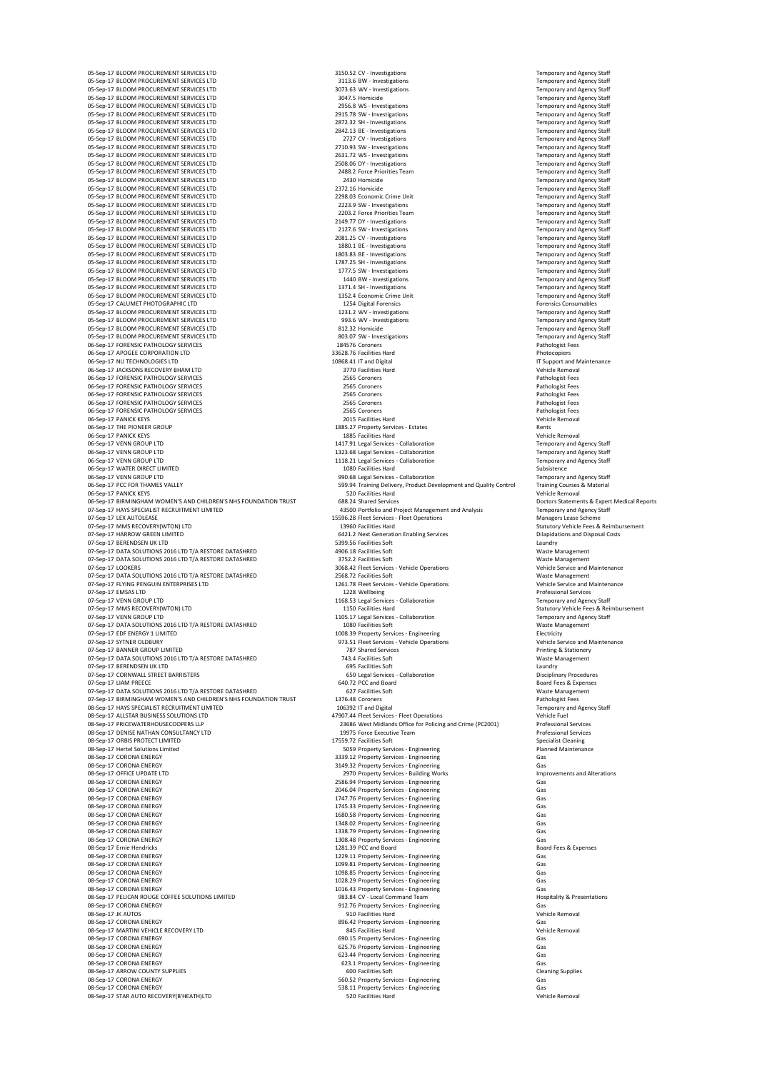| Date | Supplier | Amount | Department | Expense Type |
|---|---|---|---|---|
| 05-Sep-17 | BLOOM PROCUREMENT SERVICES LTD | 3150.52 | CV - Investigations | Temporary and Agency Staff |
| 05-Sep-17 | BLOOM PROCUREMENT SERVICES LTD | 3113.6 | BW - Investigations | Temporary and Agency Staff |
| 05-Sep-17 | BLOOM PROCUREMENT SERVICES LTD | 3073.63 | WV - Investigations | Temporary and Agency Staff |
| 05-Sep-17 | BLOOM PROCUREMENT SERVICES LTD | 3047.5 | Homicide | Temporary and Agency Staff |
| 05-Sep-17 | BLOOM PROCUREMENT SERVICES LTD | 2956.8 | WS - Investigations | Temporary and Agency Staff |
| 05-Sep-17 | BLOOM PROCUREMENT SERVICES LTD | 2915.78 | SW - Investigations | Temporary and Agency Staff |
| 05-Sep-17 | BLOOM PROCUREMENT SERVICES LTD | 2872.32 | SH - Investigations | Temporary and Agency Staff |
| 05-Sep-17 | BLOOM PROCUREMENT SERVICES LTD | 2842.13 | BE - Investigations | Temporary and Agency Staff |
| 05-Sep-17 | BLOOM PROCUREMENT SERVICES LTD | 2727 | CV - Investigations | Temporary and Agency Staff |
| 05-Sep-17 | BLOOM PROCUREMENT SERVICES LTD | 2710.93 | SW - Investigations | Temporary and Agency Staff |
| 05-Sep-17 | BLOOM PROCUREMENT SERVICES LTD | 2631.72 | WS - Investigations | Temporary and Agency Staff |
| 05-Sep-17 | BLOOM PROCUREMENT SERVICES LTD | 2508.06 | DY - Investigations | Temporary and Agency Staff |
| 05-Sep-17 | BLOOM PROCUREMENT SERVICES LTD | 2488.2 | Force Priorities Team | Temporary and Agency Staff |
| 05-Sep-17 | BLOOM PROCUREMENT SERVICES LTD | 2430 | Homicide | Temporary and Agency Staff |
| 05-Sep-17 | BLOOM PROCUREMENT SERVICES LTD | 2372.16 | Homicide | Temporary and Agency Staff |
| 05-Sep-17 | BLOOM PROCUREMENT SERVICES LTD | 2298.03 | Economic Crime Unit | Temporary and Agency Staff |
| 05-Sep-17 | BLOOM PROCUREMENT SERVICES LTD | 2223.9 | SW - Investigations | Temporary and Agency Staff |
| 05-Sep-17 | BLOOM PROCUREMENT SERVICES LTD | 2203.2 | Force Priorities Team | Temporary and Agency Staff |
| 05-Sep-17 | BLOOM PROCUREMENT SERVICES LTD | 2149.77 | DY - Investigations | Temporary and Agency Staff |
| 05-Sep-17 | BLOOM PROCUREMENT SERVICES LTD | 2127.6 | SW - Investigations | Temporary and Agency Staff |
| 05-Sep-17 | BLOOM PROCUREMENT SERVICES LTD | 2081.25 | CV - Investigations | Temporary and Agency Staff |
| 05-Sep-17 | BLOOM PROCUREMENT SERVICES LTD | 1880.1 | BE - Investigations | Temporary and Agency Staff |
| 05-Sep-17 | BLOOM PROCUREMENT SERVICES LTD | 1803.83 | BE - Investigations | Temporary and Agency Staff |
| 05-Sep-17 | BLOOM PROCUREMENT SERVICES LTD | 1787.25 | SH - Investigations | Temporary and Agency Staff |
| 05-Sep-17 | BLOOM PROCUREMENT SERVICES LTD | 1777.5 | SW - Investigations | Temporary and Agency Staff |
| 05-Sep-17 | BLOOM PROCUREMENT SERVICES LTD | 1440 | BW - Investigations | Temporary and Agency Staff |
| 05-Sep-17 | BLOOM PROCUREMENT SERVICES LTD | 1371.4 | SH - Investigations | Temporary and Agency Staff |
| 05-Sep-17 | BLOOM PROCUREMENT SERVICES LTD | 1352.4 | Economic Crime Unit | Temporary and Agency Staff |
| 05-Sep-17 | CALUMET PHOTOGRAPHIC LTD | 1254 | Digital Forensics | Forensics Consumables |
| 05-Sep-17 | BLOOM PROCUREMENT SERVICES LTD | 1231.2 | WV - Investigations | Temporary and Agency Staff |
| 05-Sep-17 | BLOOM PROCUREMENT SERVICES LTD | 993.6 | WV - Investigations | Temporary and Agency Staff |
| 05-Sep-17 | BLOOM PROCUREMENT SERVICES LTD | 812.32 | Homicide | Temporary and Agency Staff |
| 05-Sep-17 | BLOOM PROCUREMENT SERVICES LTD | 803.07 | SW - Investigations | Temporary and Agency Staff |
| 06-Sep-17 | FORENSIC PATHOLOGY SERVICES | 184576 | Coroners | Pathologist Fees |
| 06-Sep-17 | APOGEE CORPORATION LTD | 33628.76 | Facilities Hard | Photocopiers |
| 06-Sep-17 | NU TECHNOLOGIES LTD | 10868.41 | IT and Digital | IT Support and Maintenance |
| 06-Sep-17 | JACKSONS RECOVERY BHAM LTD | 3770 | Facilities Hard | Vehicle Removal |
| 06-Sep-17 | FORENSIC PATHOLOGY SERVICES | 2565 | Coroners | Pathologist Fees |
| 06-Sep-17 | FORENSIC PATHOLOGY SERVICES | 2565 | Coroners | Pathologist Fees |
| 06-Sep-17 | FORENSIC PATHOLOGY SERVICES | 2565 | Coroners | Pathologist Fees |
| 06-Sep-17 | FORENSIC PATHOLOGY SERVICES | 2565 | Coroners | Pathologist Fees |
| 06-Sep-17 | FORENSIC PATHOLOGY SERVICES | 2565 | Coroners | Pathologist Fees |
| 06-Sep-17 | PANICK KEYS | 2015 | Facilities Hard | Vehicle Removal |
| 06-Sep-17 | THE PIONEER GROUP | 1885.27 | Property Services - Estates | Rents |
| 06-Sep-17 | PANICK KEYS | 1885 | Facilities Hard | Vehicle Removal |
| 06-Sep-17 | VENN GROUP LTD | 1417.91 | Legal Services - Collaboration | Temporary and Agency Staff |
| 06-Sep-17 | VENN GROUP LTD | 1323.68 | Legal Services - Collaboration | Temporary and Agency Staff |
| 06-Sep-17 | VENN GROUP LTD | 1118.21 | Legal Services - Collaboration | Temporary and Agency Staff |
| 06-Sep-17 | WATER DIRECT LIMITED | 1080 | Facilities Hard | Subsistence |
| 06-Sep-17 | VENN GROUP LTD | 990.68 | Legal Services - Collaboration | Temporary and Agency Staff |
| 06-Sep-17 | PCC FOR THAMES VALLEY | 599.94 | Training Delivery, Product Development and Quality Control | Training Courses & Material |
| 06-Sep-17 | PANICK KEYS | 520 | Facilities Hard | Vehicle Removal |
| 06-Sep-17 | BIRMINGHAM WOMEN'S AND CHILDREN'S NHS FOUNDATION TRUST | 688.24 | Shared Services | Doctors Statements & Expert Medical Reports |
| 07-Sep-17 | HAYS SPECIALIST RECRUITMENT LIMITED | 43500 | Portfolio and Project Management and Analysis | Temporary and Agency Staff |
| 07-Sep-17 | LEX AUTOLEASE | 15596.28 | Fleet Services - Fleet Operations | Managers Lease Scheme |
| 07-Sep-17 | MMS RECOVERY(WTON) LTD | 13960 | Facilities Hard | Statutory Vehicle Fees & Reimbursement |
| 07-Sep-17 | HARROW GREEN LIMITED | 6421.2 | Next Generation Enabling Services | Dilapidations and Disposal Costs |
| 07-Sep-17 | BERENDSEN UK LTD | 5399.56 | Facilities Soft | Laundry |
| 07-Sep-17 | DATA SOLUTIONS 2016 LTD T/A RESTORE DATASHRED | 4906.18 | Facilities Soft | Waste Management |
| 07-Sep-17 | DATA SOLUTIONS 2016 LTD T/A RESTORE DATASHRED | 3752.2 | Facilities Soft | Waste Management |
| 07-Sep-17 | LOOKERS | 3068.42 | Fleet Services - Vehicle Operations | Vehicle Service and Maintenance |
| 07-Sep-17 | DATA SOLUTIONS 2016 LTD T/A RESTORE DATASHRED | 2568.72 | Facilities Soft | Waste Management |
| 07-Sep-17 | FLYING PENGUIN ENTERPRISES LTD | 1261.78 | Fleet Services - Vehicle Operations | Vehicle Service and Maintenance |
| 07-Sep-17 | EMSAS LTD | 1228 | Wellbeing | Professional Services |
| 07-Sep-17 | VENN GROUP LTD | 1168.53 | Legal Services - Collaboration | Temporary and Agency Staff |
| 07-Sep-17 | MMS RECOVERY(WTON) LTD | 1150 | Facilities Hard | Statutory Vehicle Fees & Reimbursement |
| 07-Sep-17 | VENN GROUP LTD | 1105.17 | Legal Services - Collaboration | Temporary and Agency Staff |
| 07-Sep-17 | DATA SOLUTIONS 2016 LTD T/A RESTORE DATASHRED | 1080 | Facilities Soft | Waste Management |
| 07-Sep-17 | EDF ENERGY 1 LIMITED | 1008.39 | Property Services - Engineering | Electricity |
| 07-Sep-17 | SYTNER OLDBURY | 973.51 | Fleet Services - Vehicle Operations | Vehicle Service and Maintenance |
| 07-Sep-17 | BANNER GROUP LIMITED | 787 | Shared Services | Printing & Stationery |
| 07-Sep-17 | DATA SOLUTIONS 2016 LTD T/A RESTORE DATASHRED | 743.4 | Facilities Soft | Waste Management |
| 07-Sep-17 | BERENDSEN UK LTD | 695 | Facilities Soft | Laundry |
| 07-Sep-17 | CORNWALL STREET BARRISTERS | 650 | Legal Services - Collaboration | Disciplinary Procedures |
| 07-Sep-17 | LIAM PREECE | 640.72 | PCC and Board | Board Fees & Expenses |
| 07-Sep-17 | DATA SOLUTIONS 2016 LTD T/A RESTORE DATASHRED | 627 | Facilities Soft | Waste Management |
| 07-Sep-17 | BIRMINGHAM WOMEN'S AND CHILDREN'S NHS FOUNDATION TRUST | 1376.48 | Coroners | Pathologist Fees |
| 08-Sep-17 | HAYS SPECIALIST RECRUITMENT LIMITED | 106392 | IT and Digital | Temporary and Agency Staff |
| 08-Sep-17 | ALLSTAR BUSINESS SOLUTIONS LTD | 47907.44 | Fleet Services - Fleet Operations | Vehicle Fuel |
| 08-Sep-17 | PRICEWATERHOUSECOOPERS LLP | 23686 | West Midlands Office for Policing and Crime (PC2001) | Professional Services |
| 08-Sep-17 | DENISE NATHAN CONSULTANCY LTD | 19975 | Force Executive Team | Professional Services |
| 08-Sep-17 | ORBIS PROTECT LIMITED | 17559.72 | Facilities Soft | Specialist Cleaning |
| 08-Sep-17 | Hertel Solutions Limited | 5059 | Property Services - Engineering | Planned Maintenance |
| 08-Sep-17 | CORONA ENERGY | 3339.12 | Property Services - Engineering | Gas |
| 08-Sep-17 | CORONA ENERGY | 3149.32 | Property Services - Engineering | Gas |
| 08-Sep-17 | OFFICE UPDATE LTD | 2970 | Property Services - Building Works | Improvements and Alterations |
| 08-Sep-17 | CORONA ENERGY | 2586.94 | Property Services - Engineering | Gas |
| 08-Sep-17 | CORONA ENERGY | 2046.04 | Property Services - Engineering | Gas |
| 08-Sep-17 | CORONA ENERGY | 1747.76 | Property Services - Engineering | Gas |
| 08-Sep-17 | CORONA ENERGY | 1745.33 | Property Services - Engineering | Gas |
| 08-Sep-17 | CORONA ENERGY | 1680.58 | Property Services - Engineering | Gas |
| 08-Sep-17 | CORONA ENERGY | 1348.02 | Property Services - Engineering | Gas |
| 08-Sep-17 | CORONA ENERGY | 1338.79 | Property Services - Engineering | Gas |
| 08-Sep-17 | CORONA ENERGY | 1308.48 | Property Services - Engineering | Gas |
| 08-Sep-17 | Ernie Hendricks | 1281.39 | PCC and Board | Board Fees & Expenses |
| 08-Sep-17 | CORONA ENERGY | 1229.11 | Property Services - Engineering | Gas |
| 08-Sep-17 | CORONA ENERGY | 1099.81 | Property Services - Engineering | Gas |
| 08-Sep-17 | CORONA ENERGY | 1098.85 | Property Services - Engineering | Gas |
| 08-Sep-17 | CORONA ENERGY | 1028.29 | Property Services - Engineering | Gas |
| 08-Sep-17 | CORONA ENERGY | 1016.43 | Property Services - Engineering | Gas |
| 08-Sep-17 | PELICAN ROUGE COFFEE SOLUTIONS LIMITED | 983.84 | CV - Local Command Team | Hospitality & Presentations |
| 08-Sep-17 | CORONA ENERGY | 912.76 | Property Services - Engineering | Gas |
| 08-Sep-17 | JK AUTOS | 910 | Facilities Hard | Vehicle Removal |
| 08-Sep-17 | CORONA ENERGY | 896.42 | Property Services - Engineering | Gas |
| 08-Sep-17 | MARTINI VEHICLE RECOVERY LTD | 845 | Facilities Hard | Vehicle Removal |
| 08-Sep-17 | CORONA ENERGY | 690.15 | Property Services - Engineering | Gas |
| 08-Sep-17 | CORONA ENERGY | 625.76 | Property Services - Engineering | Gas |
| 08-Sep-17 | CORONA ENERGY | 623.44 | Property Services - Engineering | Gas |
| 08-Sep-17 | CORONA ENERGY | 623.1 | Property Services - Engineering | Gas |
| 08-Sep-17 | ARROW COUNTY SUPPLIES | 600 | Facilities Soft | Cleaning Supplies |
| 08-Sep-17 | CORONA ENERGY | 560.52 | Property Services - Engineering | Gas |
| 08-Sep-17 | CORONA ENERGY | 538.11 | Property Services - Engineering | Gas |
| 08-Sep-17 | STAR AUTO RECOVERY(B'HEATH)LTD | 520 | Facilities Hard | Vehicle Removal |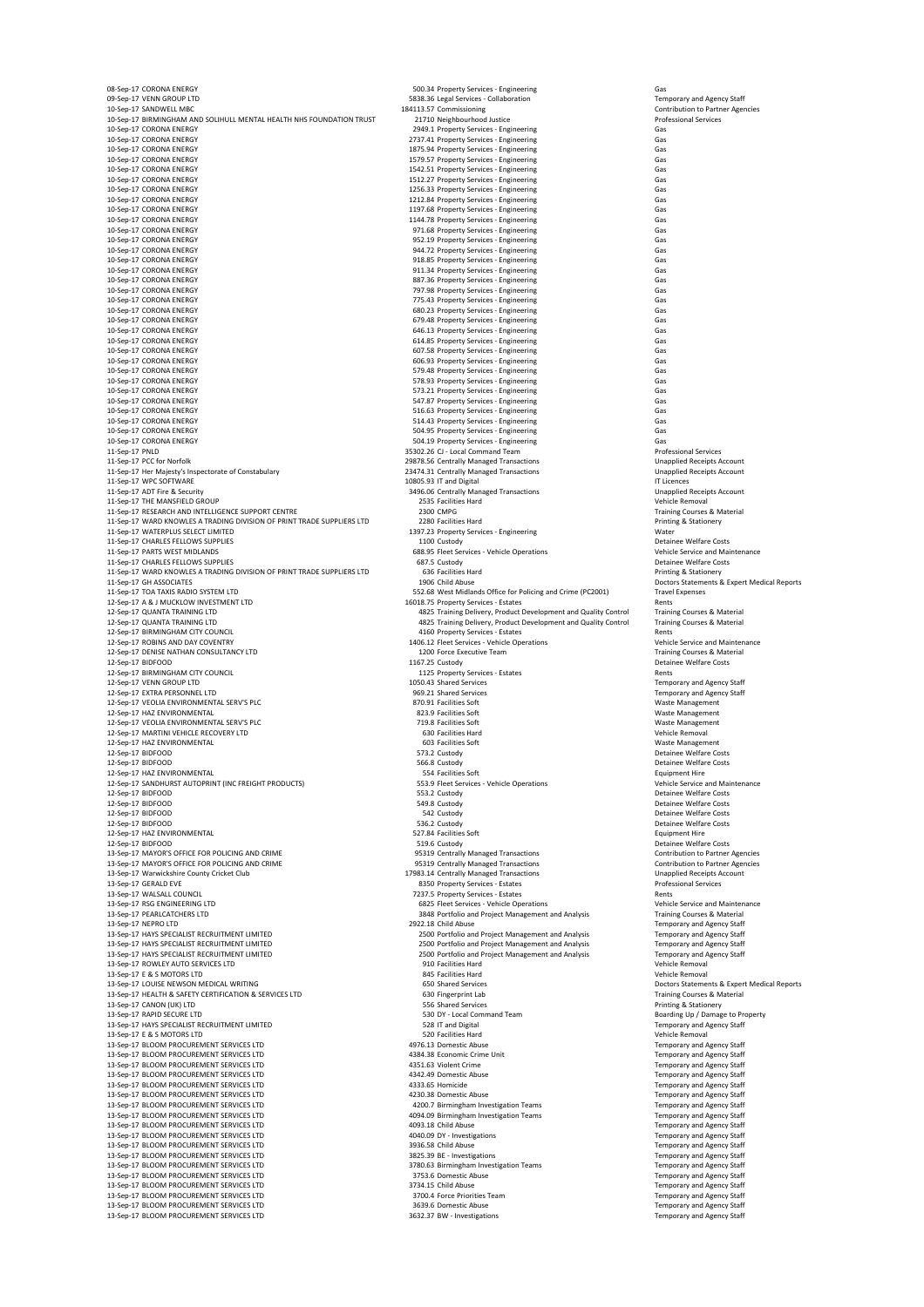| Date | Supplier | Amount | Department | Category |
|---|---|---|---|---|
| 08-Sep-17 | CORONA ENERGY | 500.34 | Property Services - Engineering | Gas |
| 09-Sep-17 | VENN GROUP LTD | 5838.36 | Legal Services - Collaboration | Temporary and Agency Staff |
| 10-Sep-17 | SANDWELL MBC | 184113.57 | Commissioning | Contribution to Partner Agencies |
| 10-Sep-17 | BIRMINGHAM AND SOLIHULL MENTAL HEALTH NHS FOUNDATION TRUST | 21710 | Neighbourhood Justice | Professional Services |
| 10-Sep-17 | CORONA ENERGY | 2949.1 | Property Services - Engineering | Gas |
| 10-Sep-17 | CORONA ENERGY | 2737.41 | Property Services - Engineering | Gas |
| 10-Sep-17 | CORONA ENERGY | 1875.94 | Property Services - Engineering | Gas |
| 10-Sep-17 | CORONA ENERGY | 1579.57 | Property Services - Engineering | Gas |
| 10-Sep-17 | CORONA ENERGY | 1542.51 | Property Services - Engineering | Gas |
| 10-Sep-17 | CORONA ENERGY | 1512.27 | Property Services - Engineering | Gas |
| 10-Sep-17 | CORONA ENERGY | 1256.33 | Property Services - Engineering | Gas |
| 10-Sep-17 | CORONA ENERGY | 1212.84 | Property Services - Engineering | Gas |
| 10-Sep-17 | CORONA ENERGY | 1197.68 | Property Services - Engineering | Gas |
| 10-Sep-17 | CORONA ENERGY | 1144.78 | Property Services - Engineering | Gas |
| 10-Sep-17 | CORONA ENERGY | 971.68 | Property Services - Engineering | Gas |
| 10-Sep-17 | CORONA ENERGY | 952.19 | Property Services - Engineering | Gas |
| 10-Sep-17 | CORONA ENERGY | 944.72 | Property Services - Engineering | Gas |
| 10-Sep-17 | CORONA ENERGY | 918.85 | Property Services - Engineering | Gas |
| 10-Sep-17 | CORONA ENERGY | 911.34 | Property Services - Engineering | Gas |
| 10-Sep-17 | CORONA ENERGY | 887.36 | Property Services - Engineering | Gas |
| 10-Sep-17 | CORONA ENERGY | 797.98 | Property Services - Engineering | Gas |
| 10-Sep-17 | CORONA ENERGY | 775.43 | Property Services - Engineering | Gas |
| 10-Sep-17 | CORONA ENERGY | 680.23 | Property Services - Engineering | Gas |
| 10-Sep-17 | CORONA ENERGY | 679.48 | Property Services - Engineering | Gas |
| 10-Sep-17 | CORONA ENERGY | 646.13 | Property Services - Engineering | Gas |
| 10-Sep-17 | CORONA ENERGY | 614.85 | Property Services - Engineering | Gas |
| 10-Sep-17 | CORONA ENERGY | 607.58 | Property Services - Engineering | Gas |
| 10-Sep-17 | CORONA ENERGY | 606.93 | Property Services - Engineering | Gas |
| 10-Sep-17 | CORONA ENERGY | 579.48 | Property Services - Engineering | Gas |
| 10-Sep-17 | CORONA ENERGY | 578.93 | Property Services - Engineering | Gas |
| 10-Sep-17 | CORONA ENERGY | 573.21 | Property Services - Engineering | Gas |
| 10-Sep-17 | CORONA ENERGY | 547.87 | Property Services - Engineering | Gas |
| 10-Sep-17 | CORONA ENERGY | 516.63 | Property Services - Engineering | Gas |
| 10-Sep-17 | CORONA ENERGY | 514.43 | Property Services - Engineering | Gas |
| 10-Sep-17 | CORONA ENERGY | 504.95 | Property Services - Engineering | Gas |
| 10-Sep-17 | CORONA ENERGY | 504.19 | Property Services - Engineering | Gas |
| 11-Sep-17 | PNLD | 35302.26 | CJ - Local Command Team | Professional Services |
| 11-Sep-17 | PCC for Norfolk | 29878.56 | Centrally Managed Transactions | Unapplied Receipts Account |
| 11-Sep-17 | Her Majesty's Inspectorate of Constabulary | 23474.31 | Centrally Managed Transactions | Unapplied Receipts Account |
| 11-Sep-17 | WPC SOFTWARE | 10805.93 | IT and Digital | IT Licences |
| 11-Sep-17 | ADT Fire & Security | 3496.06 | Centrally Managed Transactions | Unapplied Receipts Account |
| 11-Sep-17 | THE MANSFIELD GROUP | 2535 | Facilities Hard | Vehicle Removal |
| 11-Sep-17 | RESEARCH AND INTELLIGENCE SUPPORT CENTRE | 2300 | CMPG | Training Courses & Material |
| 11-Sep-17 | WARD KNOWLES A TRADING DIVISION OF PRINT TRADE SUPPLIERS LTD | 2280 | Facilities Hard | Printing & Stationery |
| 11-Sep-17 | WATERPLUS SELECT LIMITED | 1397.23 | Property Services - Engineering | Water |
| 11-Sep-17 | CHARLES FELLOWS SUPPLIES | 1100 | Custody | Detainee Welfare Costs |
| 11-Sep-17 | PARTS WEST MIDLANDS | 688.95 | Fleet Services - Vehicle Operations | Vehicle Service and Maintenance |
| 11-Sep-17 | CHARLES FELLOWS SUPPLIES | 687.5 | Custody | Detainee Welfare Costs |
| 11-Sep-17 | WARD KNOWLES A TRADING DIVISION OF PRINT TRADE SUPPLIERS LTD | 636 | Facilities Hard | Printing & Stationery |
| 11-Sep-17 | GH ASSOCIATES | 1906 | Child Abuse | Doctors Statements & Expert Medical Reports |
| 11-Sep-17 | TOA TAXIS RADIO SYSTEM LTD | 552.68 | West Midlands Office for Policing and Crime (PC2001) | Travel Expenses |
| 12-Sep-17 | A & J MUCKLOW INVESTMENT LTD | 16018.75 | Property Services - Estates | Rents |
| 12-Sep-17 | QUANTA TRAINING LTD | 4825 | Training Delivery, Product Development and Quality Control | Training Courses & Material |
| 12-Sep-17 | QUANTA TRAINING LTD | 4825 | Training Delivery, Product Development and Quality Control | Training Courses & Material |
| 12-Sep-17 | BIRMINGHAM CITY COUNCIL | 4160 | Property Services - Estates | Rents |
| 12-Sep-17 | ROBINS AND DAY COVENTRY | 1406.12 | Fleet Services - Vehicle Operations | Vehicle Service and Maintenance |
| 12-Sep-17 | DENISE NATHAN CONSULTANCY LTD | 1200 | Force Executive Team | Training Courses & Material |
| 12-Sep-17 | BIDFOOD | 1167.25 | Custody | Detainee Welfare Costs |
| 12-Sep-17 | BIRMINGHAM CITY COUNCIL | 1125 | Property Services - Estates | Rents |
| 12-Sep-17 | VENN GROUP LTD | 1050.43 | Shared Services | Temporary and Agency Staff |
| 12-Sep-17 | EXTRA PERSONNEL LTD | 969.21 | Shared Services | Temporary and Agency Staff |
| 12-Sep-17 | VEOLIA ENVIRONMENTAL SERV'S PLC | 870.91 | Facilities Soft | Waste Management |
| 12-Sep-17 | HAZ ENVIRONMENTAL | 823.9 | Facilities Soft | Waste Management |
| 12-Sep-17 | VEOLIA ENVIRONMENTAL SERV'S PLC | 719.8 | Facilities Soft | Waste Management |
| 12-Sep-17 | MARTINI VEHICLE RECOVERY LTD | 630 | Facilities Hard | Vehicle Removal |
| 12-Sep-17 | HAZ ENVIRONMENTAL | 603 | Facilities Soft | Waste Management |
| 12-Sep-17 | BIDFOOD | 573.2 | Custody | Detainee Welfare Costs |
| 12-Sep-17 | BIDFOOD | 566.8 | Custody | Detainee Welfare Costs |
| 12-Sep-17 | HAZ ENVIRONMENTAL | 554 | Facilities Soft | Equipment Hire |
| 12-Sep-17 | SANDHURST AUTOPRINT (INC FREIGHT PRODUCTS) | 553.9 | Fleet Services - Vehicle Operations | Vehicle Service and Maintenance |
| 12-Sep-17 | BIDFOOD | 553.2 | Custody | Detainee Welfare Costs |
| 12-Sep-17 | BIDFOOD | 549.8 | Custody | Detainee Welfare Costs |
| 12-Sep-17 | BIDFOOD | 542 | Custody | Detainee Welfare Costs |
| 12-Sep-17 | BIDFOOD | 536.2 | Custody | Detainee Welfare Costs |
| 12-Sep-17 | HAZ ENVIRONMENTAL | 527.84 | Facilities Soft | Equipment Hire |
| 12-Sep-17 | BIDFOOD | 519.6 | Custody | Detainee Welfare Costs |
| 13-Sep-17 | MAYOR'S OFFICE FOR POLICING AND CRIME | 95319 | Centrally Managed Transactions | Contribution to Partner Agencies |
| 13-Sep-17 | MAYOR'S OFFICE FOR POLICING AND CRIME | 95319 | Centrally Managed Transactions | Contribution to Partner Agencies |
| 13-Sep-17 | Warwickshire County Cricket Club | 17983.14 | Centrally Managed Transactions | Unapplied Receipts Account |
| 13-Sep-17 | GERALD EVE | 8350 | Property Services - Estates | Professional Services |
| 13-Sep-17 | WALSALL COUNCIL | 7237.5 | Property Services - Estates | Rents |
| 13-Sep-17 | RSG ENGINEERING LTD | 6825 | Fleet Services - Vehicle Operations | Vehicle Service and Maintenance |
| 13-Sep-17 | PEARLCATCHERS LTD | 3848 | Portfolio and Project Management and Analysis | Training Courses & Material |
| 13-Sep-17 | NEPRO LTD | 2922.18 | Child Abuse | Temporary and Agency Staff |
| 13-Sep-17 | HAYS SPECIALIST RECRUITMENT LIMITED | 2500 | Portfolio and Project Management and Analysis | Temporary and Agency Staff |
| 13-Sep-17 | HAYS SPECIALIST RECRUITMENT LIMITED | 2500 | Portfolio and Project Management and Analysis | Temporary and Agency Staff |
| 13-Sep-17 | HAYS SPECIALIST RECRUITMENT LIMITED | 2500 | Portfolio and Project Management and Analysis | Temporary and Agency Staff |
| 13-Sep-17 | ROWLEY AUTO SERVICES LTD | 910 | Facilities Hard | Vehicle Removal |
| 13-Sep-17 | E & S MOTORS LTD | 845 | Facilities Hard | Vehicle Removal |
| 13-Sep-17 | LOUISE NEWSON MEDICAL WRITING | 650 | Shared Services | Doctors Statements & Expert Medical Reports |
| 13-Sep-17 | HEALTH & SAFETY CERTIFICATION & SERVICES LTD | 630 | Fingerprint Lab | Training Courses & Material |
| 13-Sep-17 | CANON (UK) LTD | 556 | Shared Services | Printing & Stationery |
| 13-Sep-17 | RAPID SECURE LTD | 530 | DY - Local Command Team | Boarding Up / Damage to Property |
| 13-Sep-17 | HAYS SPECIALIST RECRUITMENT LIMITED | 528 | IT and Digital | Temporary and Agency Staff |
| 13-Sep-17 | E & S MOTORS LTD | 520 | Facilities Hard | Vehicle Removal |
| 13-Sep-17 | BLOOM PROCUREMENT SERVICES LTD | 4976.13 | Domestic Abuse | Temporary and Agency Staff |
| 13-Sep-17 | BLOOM PROCUREMENT SERVICES LTD | 4384.38 | Economic Crime Unit | Temporary and Agency Staff |
| 13-Sep-17 | BLOOM PROCUREMENT SERVICES LTD | 4351.63 | Violent Crime | Temporary and Agency Staff |
| 13-Sep-17 | BLOOM PROCUREMENT SERVICES LTD | 4342.49 | Domestic Abuse | Temporary and Agency Staff |
| 13-Sep-17 | BLOOM PROCUREMENT SERVICES LTD | 4333.65 | Homicide | Temporary and Agency Staff |
| 13-Sep-17 | BLOOM PROCUREMENT SERVICES LTD | 4230.38 | Domestic Abuse | Temporary and Agency Staff |
| 13-Sep-17 | BLOOM PROCUREMENT SERVICES LTD | 4200.7 | Birmingham Investigation Teams | Temporary and Agency Staff |
| 13-Sep-17 | BLOOM PROCUREMENT SERVICES LTD | 4094.09 | Birmingham Investigation Teams | Temporary and Agency Staff |
| 13-Sep-17 | BLOOM PROCUREMENT SERVICES LTD | 4093.18 | Child Abuse | Temporary and Agency Staff |
| 13-Sep-17 | BLOOM PROCUREMENT SERVICES LTD | 4040.09 | DY - Investigations | Temporary and Agency Staff |
| 13-Sep-17 | BLOOM PROCUREMENT SERVICES LTD | 3936.58 | Child Abuse | Temporary and Agency Staff |
| 13-Sep-17 | BLOOM PROCUREMENT SERVICES LTD | 3825.39 | BE - Investigations | Temporary and Agency Staff |
| 13-Sep-17 | BLOOM PROCUREMENT SERVICES LTD | 3780.63 | Birmingham Investigation Teams | Temporary and Agency Staff |
| 13-Sep-17 | BLOOM PROCUREMENT SERVICES LTD | 3753.6 | Domestic Abuse | Temporary and Agency Staff |
| 13-Sep-17 | BLOOM PROCUREMENT SERVICES LTD | 3734.15 | Child Abuse | Temporary and Agency Staff |
| 13-Sep-17 | BLOOM PROCUREMENT SERVICES LTD | 3700.4 | Force Priorities Team | Temporary and Agency Staff |
| 13-Sep-17 | BLOOM PROCUREMENT SERVICES LTD | 3639.6 | Domestic Abuse | Temporary and Agency Staff |
| 13-Sep-17 | BLOOM PROCUREMENT SERVICES LTD | 3632.37 | BW - Investigations | Temporary and Agency Staff |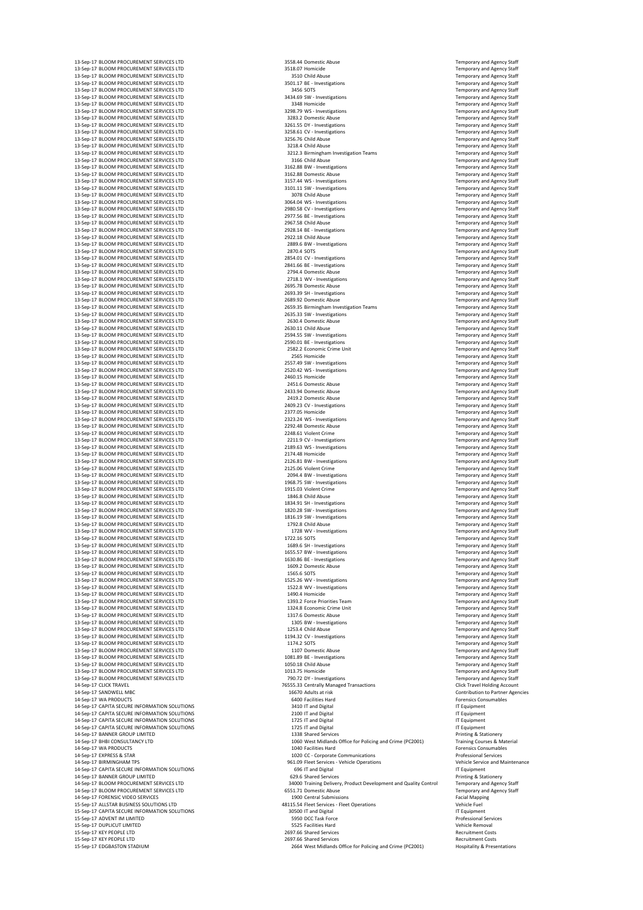| | | | | |
|---|---|---|---|---|
| 13-Sep-17 | BLOOM PROCUREMENT SERVICES LTD | 3558.44 | Domestic Abuse | Temporary and Agency Staff |
| 13-Sep-17 | BLOOM PROCUREMENT SERVICES LTD | 3518.07 | Homicide | Temporary and Agency Staff |
| 13-Sep-17 | BLOOM PROCUREMENT SERVICES LTD | 3510 | Child Abuse | Temporary and Agency Staff |
| 13-Sep-17 | BLOOM PROCUREMENT SERVICES LTD | 3501.17 | BE - Investigations | Temporary and Agency Staff |
| 13-Sep-17 | BLOOM PROCUREMENT SERVICES LTD | 3456 | SOTS | Temporary and Agency Staff |
| 13-Sep-17 | BLOOM PROCUREMENT SERVICES LTD | 3434.69 | SW - Investigations | Temporary and Agency Staff |
| 13-Sep-17 | BLOOM PROCUREMENT SERVICES LTD | 3348 | Homicide | Temporary and Agency Staff |
| 13-Sep-17 | BLOOM PROCUREMENT SERVICES LTD | 3298.79 | WS - Investigations | Temporary and Agency Staff |
| 13-Sep-17 | BLOOM PROCUREMENT SERVICES LTD | 3283.2 | Domestic Abuse | Temporary and Agency Staff |
| 13-Sep-17 | BLOOM PROCUREMENT SERVICES LTD | 3261.55 | DY - Investigations | Temporary and Agency Staff |
| 13-Sep-17 | BLOOM PROCUREMENT SERVICES LTD | 3258.61 | CV - Investigations | Temporary and Agency Staff |
| 13-Sep-17 | BLOOM PROCUREMENT SERVICES LTD | 3256.76 | Child Abuse | Temporary and Agency Staff |
| 13-Sep-17 | BLOOM PROCUREMENT SERVICES LTD | 3218.4 | Child Abuse | Temporary and Agency Staff |
| 13-Sep-17 | BLOOM PROCUREMENT SERVICES LTD | 3212.3 | Birmingham Investigation Teams | Temporary and Agency Staff |
| 13-Sep-17 | BLOOM PROCUREMENT SERVICES LTD | 3166 | Child Abuse | Temporary and Agency Staff |
| 13-Sep-17 | BLOOM PROCUREMENT SERVICES LTD | 3162.88 | BW - Investigations | Temporary and Agency Staff |
| 13-Sep-17 | BLOOM PROCUREMENT SERVICES LTD | 3162.88 | Domestic Abuse | Temporary and Agency Staff |
| 13-Sep-17 | BLOOM PROCUREMENT SERVICES LTD | 3157.44 | WS - Investigations | Temporary and Agency Staff |
| 13-Sep-17 | BLOOM PROCUREMENT SERVICES LTD | 3101.11 | SW - Investigations | Temporary and Agency Staff |
| 13-Sep-17 | BLOOM PROCUREMENT SERVICES LTD | 3078 | Child Abuse | Temporary and Agency Staff |
| 13-Sep-17 | BLOOM PROCUREMENT SERVICES LTD | 3064.04 | WS - Investigations | Temporary and Agency Staff |
| 13-Sep-17 | BLOOM PROCUREMENT SERVICES LTD | 2980.58 | CV - Investigations | Temporary and Agency Staff |
| 13-Sep-17 | BLOOM PROCUREMENT SERVICES LTD | 2977.56 | BE - Investigations | Temporary and Agency Staff |
| 13-Sep-17 | BLOOM PROCUREMENT SERVICES LTD | 2967.58 | Child Abuse | Temporary and Agency Staff |
| 13-Sep-17 | BLOOM PROCUREMENT SERVICES LTD | 2928.14 | BE - Investigations | Temporary and Agency Staff |
| 13-Sep-17 | BLOOM PROCUREMENT SERVICES LTD | 2922.18 | Child Abuse | Temporary and Agency Staff |
| 13-Sep-17 | BLOOM PROCUREMENT SERVICES LTD | 2889.6 | BW - Investigations | Temporary and Agency Staff |
| 13-Sep-17 | BLOOM PROCUREMENT SERVICES LTD | 2870.4 | SOTS | Temporary and Agency Staff |
| 13-Sep-17 | BLOOM PROCUREMENT SERVICES LTD | 2854.01 | CV - Investigations | Temporary and Agency Staff |
| 13-Sep-17 | BLOOM PROCUREMENT SERVICES LTD | 2841.66 | BE - Investigations | Temporary and Agency Staff |
| 13-Sep-17 | BLOOM PROCUREMENT SERVICES LTD | 2794.4 | Domestic Abuse | Temporary and Agency Staff |
| 13-Sep-17 | BLOOM PROCUREMENT SERVICES LTD | 2718.1 | WV - Investigations | Temporary and Agency Staff |
| 13-Sep-17 | BLOOM PROCUREMENT SERVICES LTD | 2695.78 | Domestic Abuse | Temporary and Agency Staff |
| 13-Sep-17 | BLOOM PROCUREMENT SERVICES LTD | 2693.39 | SH - Investigations | Temporary and Agency Staff |
| 13-Sep-17 | BLOOM PROCUREMENT SERVICES LTD | 2689.92 | Domestic Abuse | Temporary and Agency Staff |
| 13-Sep-17 | BLOOM PROCUREMENT SERVICES LTD | 2659.35 | Birmingham Investigation Teams | Temporary and Agency Staff |
| 13-Sep-17 | BLOOM PROCUREMENT SERVICES LTD | 2635.33 | SW - Investigations | Temporary and Agency Staff |
| 13-Sep-17 | BLOOM PROCUREMENT SERVICES LTD | 2630.4 | Domestic Abuse | Temporary and Agency Staff |
| 13-Sep-17 | BLOOM PROCUREMENT SERVICES LTD | 2630.11 | Child Abuse | Temporary and Agency Staff |
| 13-Sep-17 | BLOOM PROCUREMENT SERVICES LTD | 2594.55 | SW - Investigations | Temporary and Agency Staff |
| 13-Sep-17 | BLOOM PROCUREMENT SERVICES LTD | 2590.01 | BE - Investigations | Temporary and Agency Staff |
| 13-Sep-17 | BLOOM PROCUREMENT SERVICES LTD | 2582.2 | Economic Crime Unit | Temporary and Agency Staff |
| 13-Sep-17 | BLOOM PROCUREMENT SERVICES LTD | 2565 | Homicide | Temporary and Agency Staff |
| 13-Sep-17 | BLOOM PROCUREMENT SERVICES LTD | 2557.49 | SW - Investigations | Temporary and Agency Staff |
| 13-Sep-17 | BLOOM PROCUREMENT SERVICES LTD | 2520.42 | WS - Investigations | Temporary and Agency Staff |
| 13-Sep-17 | BLOOM PROCUREMENT SERVICES LTD | 2460.15 | Homicide | Temporary and Agency Staff |
| 13-Sep-17 | BLOOM PROCUREMENT SERVICES LTD | 2451.6 | Domestic Abuse | Temporary and Agency Staff |
| 13-Sep-17 | BLOOM PROCUREMENT SERVICES LTD | 2433.94 | Domestic Abuse | Temporary and Agency Staff |
| 13-Sep-17 | BLOOM PROCUREMENT SERVICES LTD | 2419.2 | Domestic Abuse | Temporary and Agency Staff |
| 13-Sep-17 | BLOOM PROCUREMENT SERVICES LTD | 2409.23 | CV - Investigations | Temporary and Agency Staff |
| 13-Sep-17 | BLOOM PROCUREMENT SERVICES LTD | 2377.05 | Homicide | Temporary and Agency Staff |
| 13-Sep-17 | BLOOM PROCUREMENT SERVICES LTD | 2323.24 | WS - Investigations | Temporary and Agency Staff |
| 13-Sep-17 | BLOOM PROCUREMENT SERVICES LTD | 2292.48 | Domestic Abuse | Temporary and Agency Staff |
| 13-Sep-17 | BLOOM PROCUREMENT SERVICES LTD | 2248.61 | Violent Crime | Temporary and Agency Staff |
| 13-Sep-17 | BLOOM PROCUREMENT SERVICES LTD | 2211.9 | CV - Investigations | Temporary and Agency Staff |
| 13-Sep-17 | BLOOM PROCUREMENT SERVICES LTD | 2189.63 | WS - Investigations | Temporary and Agency Staff |
| 13-Sep-17 | BLOOM PROCUREMENT SERVICES LTD | 2174.48 | Homicide | Temporary and Agency Staff |
| 13-Sep-17 | BLOOM PROCUREMENT SERVICES LTD | 2126.81 | BW - Investigations | Temporary and Agency Staff |
| 13-Sep-17 | BLOOM PROCUREMENT SERVICES LTD | 2125.06 | Violent Crime | Temporary and Agency Staff |
| 13-Sep-17 | BLOOM PROCUREMENT SERVICES LTD | 2094.4 | BW - Investigations | Temporary and Agency Staff |
| 13-Sep-17 | BLOOM PROCUREMENT SERVICES LTD | 1968.75 | SW - Investigations | Temporary and Agency Staff |
| 13-Sep-17 | BLOOM PROCUREMENT SERVICES LTD | 1915.03 | Violent Crime | Temporary and Agency Staff |
| 13-Sep-17 | BLOOM PROCUREMENT SERVICES LTD | 1846.8 | Child Abuse | Temporary and Agency Staff |
| 13-Sep-17 | BLOOM PROCUREMENT SERVICES LTD | 1834.91 | SH - Investigations | Temporary and Agency Staff |
| 13-Sep-17 | BLOOM PROCUREMENT SERVICES LTD | 1820.28 | SW - Investigations | Temporary and Agency Staff |
| 13-Sep-17 | BLOOM PROCUREMENT SERVICES LTD | 1816.19 | SW - Investigations | Temporary and Agency Staff |
| 13-Sep-17 | BLOOM PROCUREMENT SERVICES LTD | 1792.8 | Child Abuse | Temporary and Agency Staff |
| 13-Sep-17 | BLOOM PROCUREMENT SERVICES LTD | 1728 | WV - Investigations | Temporary and Agency Staff |
| 13-Sep-17 | BLOOM PROCUREMENT SERVICES LTD | 1722.16 | SOTS | Temporary and Agency Staff |
| 13-Sep-17 | BLOOM PROCUREMENT SERVICES LTD | 1689.6 | SH - Investigations | Temporary and Agency Staff |
| 13-Sep-17 | BLOOM PROCUREMENT SERVICES LTD | 1655.57 | BW - Investigations | Temporary and Agency Staff |
| 13-Sep-17 | BLOOM PROCUREMENT SERVICES LTD | 1630.86 | BE - Investigations | Temporary and Agency Staff |
| 13-Sep-17 | BLOOM PROCUREMENT SERVICES LTD | 1609.2 | Domestic Abuse | Temporary and Agency Staff |
| 13-Sep-17 | BLOOM PROCUREMENT SERVICES LTD | 1565.6 | SOTS | Temporary and Agency Staff |
| 13-Sep-17 | BLOOM PROCUREMENT SERVICES LTD | 1525.26 | WV - Investigations | Temporary and Agency Staff |
| 13-Sep-17 | BLOOM PROCUREMENT SERVICES LTD | 1522.8 | WV - Investigations | Temporary and Agency Staff |
| 13-Sep-17 | BLOOM PROCUREMENT SERVICES LTD | 1490.4 | Homicide | Temporary and Agency Staff |
| 13-Sep-17 | BLOOM PROCUREMENT SERVICES LTD | 1393.2 | Force Priorities Team | Temporary and Agency Staff |
| 13-Sep-17 | BLOOM PROCUREMENT SERVICES LTD | 1324.8 | Economic Crime Unit | Temporary and Agency Staff |
| 13-Sep-17 | BLOOM PROCUREMENT SERVICES LTD | 1317.6 | Domestic Abuse | Temporary and Agency Staff |
| 13-Sep-17 | BLOOM PROCUREMENT SERVICES LTD | 1305 | BW - Investigations | Temporary and Agency Staff |
| 13-Sep-17 | BLOOM PROCUREMENT SERVICES LTD | 1253.4 | Child Abuse | Temporary and Agency Staff |
| 13-Sep-17 | BLOOM PROCUREMENT SERVICES LTD | 1194.32 | CV - Investigations | Temporary and Agency Staff |
| 13-Sep-17 | BLOOM PROCUREMENT SERVICES LTD | 1174.2 | SOTS | Temporary and Agency Staff |
| 13-Sep-17 | BLOOM PROCUREMENT SERVICES LTD | 1107 | Domestic Abuse | Temporary and Agency Staff |
| 13-Sep-17 | BLOOM PROCUREMENT SERVICES LTD | 1081.89 | BE - Investigations | Temporary and Agency Staff |
| 13-Sep-17 | BLOOM PROCUREMENT SERVICES LTD | 1050.18 | Child Abuse | Temporary and Agency Staff |
| 13-Sep-17 | BLOOM PROCUREMENT SERVICES LTD | 1013.75 | Homicide | Temporary and Agency Staff |
| 13-Sep-17 | BLOOM PROCUREMENT SERVICES LTD | 790.72 | DY - Investigations | Temporary and Agency Staff |
| 14-Sep-17 | CLICK TRAVEL | 76555.33 | Centrally Managed Transactions | Click Travel Holding Account |
| 14-Sep-17 | SANDWELL MBC | 16670 | Adults at risk | Contribution to Partner Agencies |
| 14-Sep-17 | WA PRODUCTS | 6400 | Facilities Hard | Forensics Consumables |
| 14-Sep-17 | CAPITA SECURE INFORMATION SOLUTIONS | 3410 | IT and Digital | IT Equipment |
| 14-Sep-17 | CAPITA SECURE INFORMATION SOLUTIONS | 2100 | IT and Digital | IT Equipment |
| 14-Sep-17 | CAPITA SECURE INFORMATION SOLUTIONS | 1725 | IT and Digital | IT Equipment |
| 14-Sep-17 | CAPITA SECURE INFORMATION SOLUTIONS | 1725 | IT and Digital | IT Equipment |
| 14-Sep-17 | BANNER GROUP LIMITED | 1338 | Shared Services | Printing & Stationery |
| 14-Sep-17 | BHBI CONSULTANCY LTD | 1060 | West Midlands Office for Policing and Crime (PC2001) | Training Courses & Material |
| 14-Sep-17 | WA PRODUCTS | 1040 | Facilities Hard | Forensics Consumables |
| 14-Sep-17 | EXPRESS & STAR | 1020 | CC - Corporate Communications | Professional Services |
| 14-Sep-17 | BIRMINGHAM TPS | 961.09 | Fleet Services - Vehicle Operations | Vehicle Service and Maintenance |
| 14-Sep-17 | CAPITA SECURE INFORMATION SOLUTIONS | 696 | IT and Digital | IT Equipment |
| 14-Sep-17 | BANNER GROUP LIMITED | 629.6 | Shared Services | Printing & Stationery |
| 14-Sep-17 | BLOOM PROCUREMENT SERVICES LTD | 34000 | Training Delivery, Product Development and Quality Control | Temporary and Agency Staff |
| 14-Sep-17 | BLOOM PROCUREMENT SERVICES LTD | 6551.71 | Domestic Abuse | Temporary and Agency Staff |
| 14-Sep-17 | FORENSIC VIDEO SERVICES | 1900 | Central Submissions | Facial Mapping |
| 15-Sep-17 | ALLSTAR BUSINESS SOLUTIONS LTD | 48115.54 | Fleet Services - Fleet Operations | Vehicle Fuel |
| 15-Sep-17 | CAPITA SECURE INFORMATION SOLUTIONS | 30500 | IT and Digital | IT Equipment |
| 15-Sep-17 | ADVENT IM LIMITED | 5950 | DCC Task Force | Professional Services |
| 15-Sep-17 | DUPLICUT LIMITED | 5525 | Facilities Hard | Vehicle Removal |
| 15-Sep-17 | KEY PEOPLE LTD | 2697.66 | Shared Services | Recruitment Costs |
| 15-Sep-17 | KEY PEOPLE LTD | 2697.66 | Shared Services | Recruitment Costs |
| 15-Sep-17 | EDGBASTON STADIUM | 2664 | West Midlands Office for Policing and Crime (PC2001) | Hospitality & Presentations |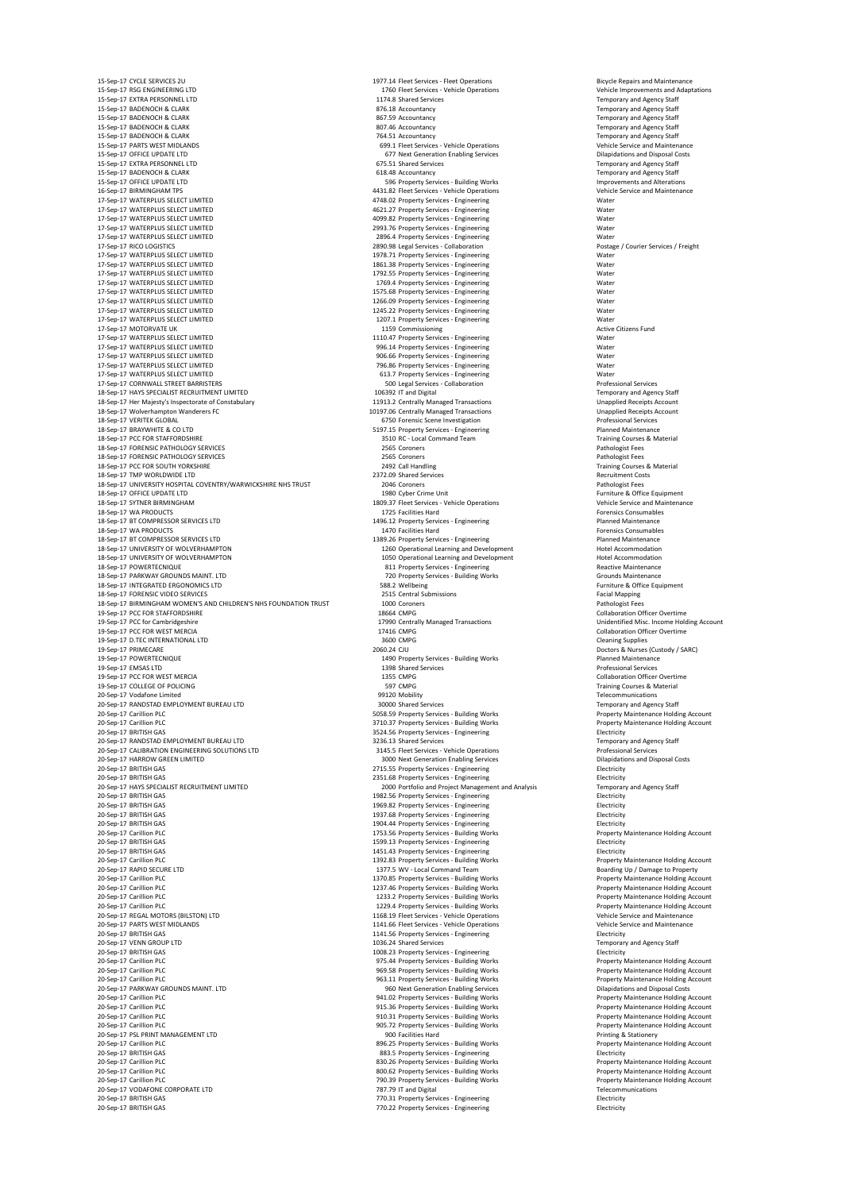| | | | | |
|---|---|---|---|---|
| 15-Sep-17 | CYCLE SERVICES 2U | 1977.14 | Fleet Services - Fleet Operations | Bicycle Repairs and Maintenance |
| 15-Sep-17 | RSG ENGINEERING LTD | 1760 | Fleet Services - Vehicle Operations | Vehicle Improvements and Adaptations |
| 15-Sep-17 | EXTRA PERSONNEL LTD | 1174.8 | Shared Services | Temporary and Agency Staff |
| 15-Sep-17 | BADENOCH & CLARK | 876.18 | Accountancy | Temporary and Agency Staff |
| 15-Sep-17 | BADENOCH & CLARK | 867.59 | Accountancy | Temporary and Agency Staff |
| 15-Sep-17 | BADENOCH & CLARK | 807.46 | Accountancy | Temporary and Agency Staff |
| 15-Sep-17 | BADENOCH & CLARK | 764.51 | Accountancy | Temporary and Agency Staff |
| 15-Sep-17 | PARTS WEST MIDLANDS | 699.1 | Fleet Services - Vehicle Operations | Vehicle Service and Maintenance |
| 15-Sep-17 | OFFICE UPDATE LTD | 677 | Next Generation Enabling Services | Dilapidations and Disposal Costs |
| 15-Sep-17 | EXTRA PERSONNEL LTD | 675.51 | Shared Services | Temporary and Agency Staff |
| 15-Sep-17 | BADENOCH & CLARK | 618.48 | Accountancy | Temporary and Agency Staff |
| 15-Sep-17 | OFFICE UPDATE LTD | 596 | Property Services - Building Works | Improvements and Alterations |
| 16-Sep-17 | BIRMINGHAM TPS | 4431.82 | Fleet Services - Vehicle Operations | Vehicle Service and Maintenance |
| 17-Sep-17 | WATERPLUS SELECT LIMITED | 4748.02 | Property Services - Engineering | Water |
| 17-Sep-17 | WATERPLUS SELECT LIMITED | 4621.27 | Property Services - Engineering | Water |
| 17-Sep-17 | WATERPLUS SELECT LIMITED | 4099.82 | Property Services - Engineering | Water |
| 17-Sep-17 | WATERPLUS SELECT LIMITED | 2993.76 | Property Services - Engineering | Water |
| 17-Sep-17 | WATERPLUS SELECT LIMITED | 2896.4 | Property Services - Engineering | Water |
| 17-Sep-17 | RICO LOGISTICS | 2890.98 | Legal Services - Collaboration | Postage / Courier Services / Freight |
| 17-Sep-17 | WATERPLUS SELECT LIMITED | 1978.71 | Property Services - Engineering | Water |
| 17-Sep-17 | WATERPLUS SELECT LIMITED | 1861.38 | Property Services - Engineering | Water |
| 17-Sep-17 | WATERPLUS SELECT LIMITED | 1792.55 | Property Services - Engineering | Water |
| 17-Sep-17 | WATERPLUS SELECT LIMITED | 1769.4 | Property Services - Engineering | Water |
| 17-Sep-17 | WATERPLUS SELECT LIMITED | 1575.68 | Property Services - Engineering | Water |
| 17-Sep-17 | WATERPLUS SELECT LIMITED | 1266.09 | Property Services - Engineering | Water |
| 17-Sep-17 | WATERPLUS SELECT LIMITED | 1245.22 | Property Services - Engineering | Water |
| 17-Sep-17 | WATERPLUS SELECT LIMITED | 1207.1 | Property Services - Engineering | Water |
| 17-Sep-17 | MOTORVATE UK | 1159 | Commissioning | Active Citizens Fund |
| 17-Sep-17 | WATERPLUS SELECT LIMITED | 1110.47 | Property Services - Engineering | Water |
| 17-Sep-17 | WATERPLUS SELECT LIMITED | 996.14 | Property Services - Engineering | Water |
| 17-Sep-17 | WATERPLUS SELECT LIMITED | 906.66 | Property Services - Engineering | Water |
| 17-Sep-17 | WATERPLUS SELECT LIMITED | 796.86 | Property Services - Engineering | Water |
| 17-Sep-17 | WATERPLUS SELECT LIMITED | 613.7 | Property Services - Engineering | Water |
| 17-Sep-17 | CORNWALL STREET BARRISTERS | 500 | Legal Services - Collaboration | Professional Services |
| 18-Sep-17 | HAYS SPECIALIST RECRUITMENT LIMITED | 106392 | IT and Digital | Temporary and Agency Staff |
| 18-Sep-17 | Her Majesty's Inspectorate of Constabulary | 11913.2 | Centrally Managed Transactions | Unapplied Receipts Account |
| 18-Sep-17 | Wolverhampton Wanderers FC | 10197.06 | Centrally Managed Transactions | Unapplied Receipts Account |
| 18-Sep-17 | VERITEK GLOBAL | 6750 | Forensic Scene Investigation | Professional Services |
| 18-Sep-17 | BRAYWHITE & CO LTD | 5197.15 | Property Services - Engineering | Planned Maintenance |
| 18-Sep-17 | PCC FOR STAFFORDSHIRE | 3510 | RC - Local Command Team | Training Courses & Material |
| 18-Sep-17 | FORENSIC PATHOLOGY SERVICES | 2565 | Coroners | Pathologist Fees |
| 18-Sep-17 | FORENSIC PATHOLOGY SERVICES | 2565 | Coroners | Pathologist Fees |
| 18-Sep-17 | PCC FOR SOUTH YORKSHIRE | 2492 | Call Handling | Training Courses & Material |
| 18-Sep-17 | TMP WORLDWIDE LTD | 2372.09 | Shared Services | Recruitment Costs |
| 18-Sep-17 | UNIVERSITY HOSPITAL COVENTRY/WARWICKSHIRE NHS TRUST | 2046 | Coroners | Pathologist Fees |
| 18-Sep-17 | OFFICE UPDATE LTD | 1980 | Cyber Crime Unit | Furniture & Office Equipment |
| 18-Sep-17 | SYTNER BIRMINGHAM | 1809.37 | Fleet Services - Vehicle Operations | Vehicle Service and Maintenance |
| 18-Sep-17 | WA PRODUCTS | 1725 | Facilities Hard | Forensics Consumables |
| 18-Sep-17 | BT COMPRESSOR SERVICES LTD | 1496.12 | Property Services - Engineering | Planned Maintenance |
| 18-Sep-17 | WA PRODUCTS | 1470 | Facilities Hard | Forensics Consumables |
| 18-Sep-17 | BT COMPRESSOR SERVICES LTD | 1389.26 | Property Services - Engineering | Planned Maintenance |
| 18-Sep-17 | UNIVERSITY OF WOLVERHAMPTON | 1260 | Operational Learning and Development | Hotel Accommodation |
| 18-Sep-17 | UNIVERSITY OF WOLVERHAMPTON | 1050 | Operational Learning and Development | Hotel Accommodation |
| 18-Sep-17 | POWERTECNIQUE | 811 | Property Services - Engineering | Reactive Maintenance |
| 18-Sep-17 | PARKWAY GROUNDS MAINT. LTD | 720 | Property Services - Building Works | Grounds Maintenance |
| 18-Sep-17 | INTEGRATED ERGONOMICS LTD | 588.2 | Wellbeing | Furniture & Office Equipment |
| 18-Sep-17 | FORENSIC VIDEO SERVICES | 2515 | Central Submissions | Facial Mapping |
| 18-Sep-17 | BIRMINGHAM WOMEN'S AND CHILDREN'S NHS FOUNDATION TRUST | 1000 | Coroners | Pathologist Fees |
| 19-Sep-17 | PCC FOR STAFFORDSHIRE | 18664 | CMPG | Collaboration Officer Overtime |
| 19-Sep-17 | PCC for Cambridgeshire | 17990 | Centrally Managed Transactions | Unidentified Misc. Income Holding Account |
| 19-Sep-17 | PCC FOR WEST MERCIA | 17416 | CMPG | Collaboration Officer Overtime |
| 19-Sep-17 | D.TEC INTERNATIONAL LTD | 3600 | CMPG | Cleaning Supplies |
| 19-Sep-17 | PRIMECARE | 2060.24 | CJU | Doctors & Nurses (Custody / SARC) |
| 19-Sep-17 | POWERTECNIQUE | 1490 | Property Services - Building Works | Planned Maintenance |
| 19-Sep-17 | EMSAS LTD | 1398 | Shared Services | Professional Services |
| 19-Sep-17 | PCC FOR WEST MERCIA | 1355 | CMPG | Collaboration Officer Overtime |
| 19-Sep-17 | COLLEGE OF POLICING | 597 | CMPG | Training Courses & Material |
| 20-Sep-17 | Vodafone Limited | 99120 | Mobility | Telecommunications |
| 20-Sep-17 | RANDSTAD EMPLOYMENT BUREAU LTD | 30000 | Shared Services | Temporary and Agency Staff |
| 20-Sep-17 | Carillion PLC | 5058.59 | Property Services - Building Works | Property Maintenance Holding Account |
| 20-Sep-17 | Carillion PLC | 3710.37 | Property Services - Building Works | Property Maintenance Holding Account |
| 20-Sep-17 | BRITISH GAS | 3524.56 | Property Services - Engineering | Electricity |
| 20-Sep-17 | RANDSTAD EMPLOYMENT BUREAU LTD | 3236.13 | Shared Services | Temporary and Agency Staff |
| 20-Sep-17 | CALIBRATION ENGINEERING SOLUTIONS LTD | 3145.5 | Fleet Services - Vehicle Operations | Professional Services |
| 20-Sep-17 | HARROW GREEN LIMITED | 3000 | Next Generation Enabling Services | Dilapidations and Disposal Costs |
| 20-Sep-17 | BRITISH GAS | 2715.55 | Property Services - Engineering | Electricity |
| 20-Sep-17 | BRITISH GAS | 2351.68 | Property Services - Engineering | Electricity |
| 20-Sep-17 | HAYS SPECIALIST RECRUITMENT LIMITED | 2000 | Portfolio and Project Management and Analysis | Temporary and Agency Staff |
| 20-Sep-17 | BRITISH GAS | 1982.56 | Property Services - Engineering | Electricity |
| 20-Sep-17 | BRITISH GAS | 1969.82 | Property Services - Engineering | Electricity |
| 20-Sep-17 | BRITISH GAS | 1937.68 | Property Services - Engineering | Electricity |
| 20-Sep-17 | BRITISH GAS | 1904.44 | Property Services - Engineering | Electricity |
| 20-Sep-17 | Carillion PLC | 1753.56 | Property Services - Building Works | Property Maintenance Holding Account |
| 20-Sep-17 | BRITISH GAS | 1599.13 | Property Services - Engineering | Electricity |
| 20-Sep-17 | BRITISH GAS | 1451.43 | Property Services - Engineering | Electricity |
| 20-Sep-17 | Carillion PLC | 1392.83 | Property Services - Building Works | Property Maintenance Holding Account |
| 20-Sep-17 | RAPID SECURE LTD | 1377.5 | WV - Local Command Team | Boarding Up / Damage to Property |
| 20-Sep-17 | Carillion PLC | 1370.85 | Property Services - Building Works | Property Maintenance Holding Account |
| 20-Sep-17 | Carillion PLC | 1237.46 | Property Services - Building Works | Property Maintenance Holding Account |
| 20-Sep-17 | Carillion PLC | 1233.2 | Property Services - Building Works | Property Maintenance Holding Account |
| 20-Sep-17 | Carillion PLC | 1229.4 | Property Services - Building Works | Property Maintenance Holding Account |
| 20-Sep-17 | REGAL MOTORS (BILSTON) LTD | 1168.19 | Fleet Services - Vehicle Operations | Vehicle Service and Maintenance |
| 20-Sep-17 | PARTS WEST MIDLANDS | 1141.66 | Fleet Services - Vehicle Operations | Vehicle Service and Maintenance |
| 20-Sep-17 | BRITISH GAS | 1141.56 | Property Services - Engineering | Electricity |
| 20-Sep-17 | VENN GROUP LTD | 1036.24 | Shared Services | Temporary and Agency Staff |
| 20-Sep-17 | BRITISH GAS | 1008.23 | Property Services - Engineering | Electricity |
| 20-Sep-17 | Carillion PLC | 975.44 | Property Services - Building Works | Property Maintenance Holding Account |
| 20-Sep-17 | Carillion PLC | 969.58 | Property Services - Building Works | Property Maintenance Holding Account |
| 20-Sep-17 | Carillion PLC | 963.11 | Property Services - Building Works | Property Maintenance Holding Account |
| 20-Sep-17 | PARKWAY GROUNDS MAINT. LTD | 960 | Next Generation Enabling Services | Dilapidations and Disposal Costs |
| 20-Sep-17 | Carillion PLC | 941.02 | Property Services - Building Works | Property Maintenance Holding Account |
| 20-Sep-17 | Carillion PLC | 915.36 | Property Services - Building Works | Property Maintenance Holding Account |
| 20-Sep-17 | Carillion PLC | 910.31 | Property Services - Building Works | Property Maintenance Holding Account |
| 20-Sep-17 | Carillion PLC | 905.72 | Property Services - Building Works | Property Maintenance Holding Account |
| 20-Sep-17 | PSL PRINT MANAGEMENT LTD | 900 | Facilities Hard | Printing & Stationery |
| 20-Sep-17 | Carillion PLC | 896.25 | Property Services - Building Works | Property Maintenance Holding Account |
| 20-Sep-17 | BRITISH GAS | 883.5 | Property Services - Engineering | Electricity |
| 20-Sep-17 | Carillion PLC | 830.26 | Property Services - Building Works | Property Maintenance Holding Account |
| 20-Sep-17 | Carillion PLC | 800.62 | Property Services - Building Works | Property Maintenance Holding Account |
| 20-Sep-17 | Carillion PLC | 790.39 | Property Services - Building Works | Property Maintenance Holding Account |
| 20-Sep-17 | VODAFONE CORPORATE LTD | 787.79 | IT and Digital | Telecommunications |
| 20-Sep-17 | BRITISH GAS | 770.31 | Property Services - Engineering | Electricity |
| 20-Sep-17 | BRITISH GAS | 770.22 | Property Services - Engineering | Electricity |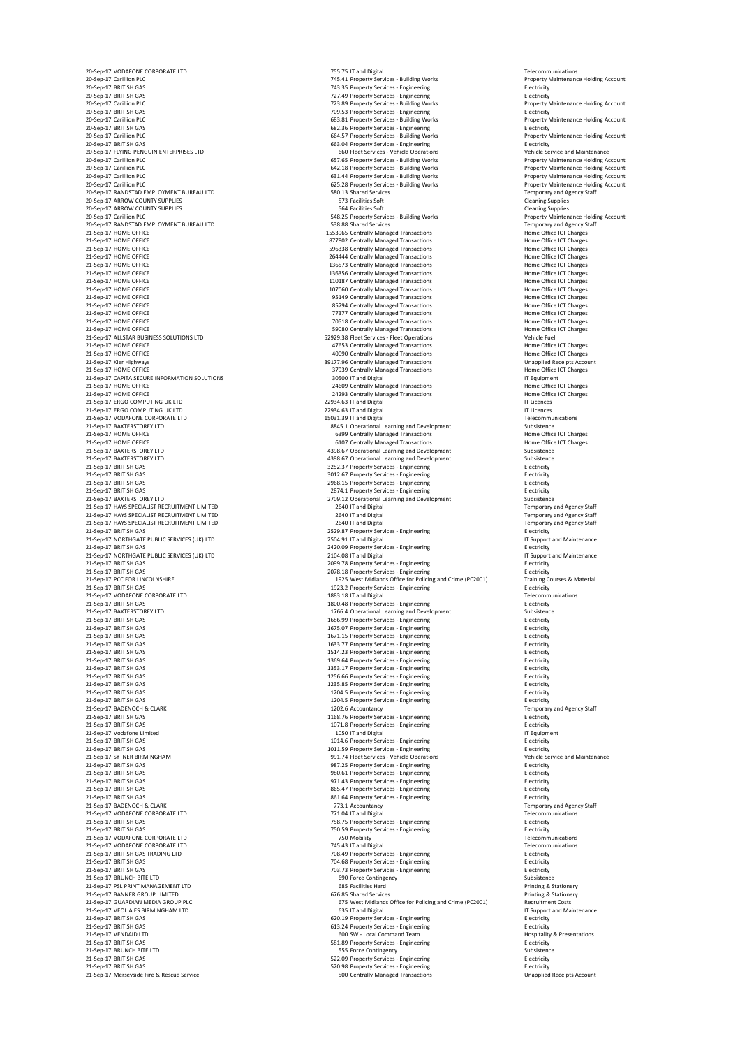| | | | | |
|---|---|---|---|---|
| 20-Sep-17 | VODAFONE CORPORATE LTD | 755.75 | IT and Digital | Telecommunications |
| 20-Sep-17 | Carillion PLC | 745.41 | Property Services - Building Works | Property Maintenance Holding Account |
| 20-Sep-17 | BRITISH GAS | 743.35 | Property Services - Engineering | Electricity |
| 20-Sep-17 | BRITISH GAS | 727.49 | Property Services - Engineering | Electricity |
| 20-Sep-17 | Carillion PLC | 723.89 | Property Services - Building Works | Property Maintenance Holding Account |
| 20-Sep-17 | BRITISH GAS | 709.53 | Property Services - Engineering | Electricity |
| 20-Sep-17 | Carillion PLC | 683.81 | Property Services - Building Works | Property Maintenance Holding Account |
| 20-Sep-17 | BRITISH GAS | 682.36 | Property Services - Engineering | Electricity |
| 20-Sep-17 | Carillion PLC | 664.57 | Property Services - Building Works | Property Maintenance Holding Account |
| 20-Sep-17 | BRITISH GAS | 663.04 | Property Services - Engineering | Electricity |
| 20-Sep-17 | FLYING PENGUIN ENTERPRISES LTD | 660 | Fleet Services - Vehicle Operations | Vehicle Service and Maintenance |
| 20-Sep-17 | Carillion PLC | 657.65 | Property Services - Building Works | Property Maintenance Holding Account |
| 20-Sep-17 | Carillion PLC | 642.18 | Property Services - Building Works | Property Maintenance Holding Account |
| 20-Sep-17 | Carillion PLC | 631.44 | Property Services - Building Works | Property Maintenance Holding Account |
| 20-Sep-17 | Carillion PLC | 625.28 | Property Services - Building Works | Property Maintenance Holding Account |
| 20-Sep-17 | RANDSTAD EMPLOYMENT BUREAU LTD | 580.13 | Shared Services | Temporary and Agency Staff |
| 20-Sep-17 | ARROW COUNTY SUPPLIES | 573 | Facilities Soft | Cleaning Supplies |
| 20-Sep-17 | ARROW COUNTY SUPPLIES | 564 | Facilities Soft | Cleaning Supplies |
| 20-Sep-17 | Carillion PLC | 548.25 | Property Services - Building Works | Property Maintenance Holding Account |
| 20-Sep-17 | RANDSTAD EMPLOYMENT BUREAU LTD | 538.88 | Shared Services | Temporary and Agency Staff |
| 21-Sep-17 | HOME OFFICE | 1553965 | Centrally Managed Transactions | Home Office ICT Charges |
| 21-Sep-17 | HOME OFFICE | 877802 | Centrally Managed Transactions | Home Office ICT Charges |
| 21-Sep-17 | HOME OFFICE | 596338 | Centrally Managed Transactions | Home Office ICT Charges |
| 21-Sep-17 | HOME OFFICE | 264444 | Centrally Managed Transactions | Home Office ICT Charges |
| 21-Sep-17 | HOME OFFICE | 136573 | Centrally Managed Transactions | Home Office ICT Charges |
| 21-Sep-17 | HOME OFFICE | 136356 | Centrally Managed Transactions | Home Office ICT Charges |
| 21-Sep-17 | HOME OFFICE | 110187 | Centrally Managed Transactions | Home Office ICT Charges |
| 21-Sep-17 | HOME OFFICE | 107060 | Centrally Managed Transactions | Home Office ICT Charges |
| 21-Sep-17 | HOME OFFICE | 95149 | Centrally Managed Transactions | Home Office ICT Charges |
| 21-Sep-17 | HOME OFFICE | 85794 | Centrally Managed Transactions | Home Office ICT Charges |
| 21-Sep-17 | HOME OFFICE | 77377 | Centrally Managed Transactions | Home Office ICT Charges |
| 21-Sep-17 | HOME OFFICE | 70518 | Centrally Managed Transactions | Home Office ICT Charges |
| 21-Sep-17 | HOME OFFICE | 59080 | Centrally Managed Transactions | Home Office ICT Charges |
| 21-Sep-17 | ALLSTAR BUSINESS SOLUTIONS LTD | 52929.38 | Fleet Services - Fleet Operations | Vehicle Fuel |
| 21-Sep-17 | HOME OFFICE | 47653 | Centrally Managed Transactions | Home Office ICT Charges |
| 21-Sep-17 | HOME OFFICE | 40090 | Centrally Managed Transactions | Home Office ICT Charges |
| 21-Sep-17 | Kier Highways | 39177.96 | Centrally Managed Transactions | Unapplied Receipts Account |
| 21-Sep-17 | HOME OFFICE | 37939 | Centrally Managed Transactions | Home Office ICT Charges |
| 21-Sep-17 | CAPITA SECURE INFORMATION SOLUTIONS | 30500 | IT and Digital | IT Equipment |
| 21-Sep-17 | HOME OFFICE | 24609 | Centrally Managed Transactions | Home Office ICT Charges |
| 21-Sep-17 | HOME OFFICE | 24293 | Centrally Managed Transactions | Home Office ICT Charges |
| 21-Sep-17 | ERGO COMPUTING UK LTD | 22934.63 | IT and Digital | IT Licences |
| 21-Sep-17 | ERGO COMPUTING UK LTD | 22934.63 | IT and Digital | IT Licences |
| 21-Sep-17 | VODAFONE CORPORATE LTD | 15031.39 | IT and Digital | Telecommunications |
| 21-Sep-17 | BAXTERSTOREY LTD | 8845.1 | Operational Learning and Development | Subsistence |
| 21-Sep-17 | HOME OFFICE | 6399 | Centrally Managed Transactions | Home Office ICT Charges |
| 21-Sep-17 | HOME OFFICE | 6107 | Centrally Managed Transactions | Home Office ICT Charges |
| 21-Sep-17 | BAXTERSTOREY LTD | 4398.67 | Operational Learning and Development | Subsistence |
| 21-Sep-17 | BAXTERSTOREY LTD | 4398.67 | Operational Learning and Development | Subsistence |
| 21-Sep-17 | BRITISH GAS | 3252.37 | Property Services - Engineering | Electricity |
| 21-Sep-17 | BRITISH GAS | 3012.67 | Property Services - Engineering | Electricity |
| 21-Sep-17 | BRITISH GAS | 2968.15 | Property Services - Engineering | Electricity |
| 21-Sep-17 | BRITISH GAS | 2874.1 | Property Services - Engineering | Electricity |
| 21-Sep-17 | BAXTERSTOREY LTD | 2709.12 | Operational Learning and Development | Subsistence |
| 21-Sep-17 | HAYS SPECIALIST RECRUITMENT LIMITED | 2640 | IT and Digital | Temporary and Agency Staff |
| 21-Sep-17 | HAYS SPECIALIST RECRUITMENT LIMITED | 2640 | IT and Digital | Temporary and Agency Staff |
| 21-Sep-17 | HAYS SPECIALIST RECRUITMENT LIMITED | 2640 | IT and Digital | Temporary and Agency Staff |
| 21-Sep-17 | BRITISH GAS | 2529.87 | Property Services - Engineering | Electricity |
| 21-Sep-17 | NORTHGATE PUBLIC SERVICES (UK) LTD | 2504.91 | IT and Digital | IT Support and Maintenance |
| 21-Sep-17 | BRITISH GAS | 2420.09 | Property Services - Engineering | Electricity |
| 21-Sep-17 | NORTHGATE PUBLIC SERVICES (UK) LTD | 2104.08 | IT and Digital | IT Support and Maintenance |
| 21-Sep-17 | BRITISH GAS | 2099.78 | Property Services - Engineering | Electricity |
| 21-Sep-17 | BRITISH GAS | 2078.18 | Property Services - Engineering | Electricity |
| 21-Sep-17 | PCC FOR LINCOLNSHIRE | 1925 | West Midlands Office for Policing and Crime (PC2001) | Training Courses & Material |
| 21-Sep-17 | BRITISH GAS | 1923.2 | Property Services - Engineering | Electricity |
| 21-Sep-17 | VODAFONE CORPORATE LTD | 1883.18 | IT and Digital | Telecommunications |
| 21-Sep-17 | BRITISH GAS | 1800.48 | Property Services - Engineering | Electricity |
| 21-Sep-17 | BAXTERSTOREY LTD | 1766.4 | Operational Learning and Development | Subsistence |
| 21-Sep-17 | BRITISH GAS | 1686.99 | Property Services - Engineering | Electricity |
| 21-Sep-17 | BRITISH GAS | 1675.07 | Property Services - Engineering | Electricity |
| 21-Sep-17 | BRITISH GAS | 1671.15 | Property Services - Engineering | Electricity |
| 21-Sep-17 | BRITISH GAS | 1633.77 | Property Services - Engineering | Electricity |
| 21-Sep-17 | BRITISH GAS | 1514.23 | Property Services - Engineering | Electricity |
| 21-Sep-17 | BRITISH GAS | 1369.64 | Property Services - Engineering | Electricity |
| 21-Sep-17 | BRITISH GAS | 1353.17 | Property Services - Engineering | Electricity |
| 21-Sep-17 | BRITISH GAS | 1256.66 | Property Services - Engineering | Electricity |
| 21-Sep-17 | BRITISH GAS | 1235.85 | Property Services - Engineering | Electricity |
| 21-Sep-17 | BRITISH GAS | 1204.5 | Property Services - Engineering | Electricity |
| 21-Sep-17 | BRITISH GAS | 1204.5 | Property Services - Engineering | Electricity |
| 21-Sep-17 | BADENOCH & CLARK | 1202.6 | Accountancy | Temporary and Agency Staff |
| 21-Sep-17 | BRITISH GAS | 1168.76 | Property Services - Engineering | Electricity |
| 21-Sep-17 | BRITISH GAS | 1071.8 | Property Services - Engineering | Electricity |
| 21-Sep-17 | Vodafone Limited | 1050 | IT and Digital | IT Equipment |
| 21-Sep-17 | BRITISH GAS | 1014.6 | Property Services - Engineering | Electricity |
| 21-Sep-17 | BRITISH GAS | 1011.59 | Property Services - Engineering | Electricity |
| 21-Sep-17 | SYTNER BIRMINGHAM | 991.74 | Fleet Services - Vehicle Operations | Vehicle Service and Maintenance |
| 21-Sep-17 | BRITISH GAS | 987.25 | Property Services - Engineering | Electricity |
| 21-Sep-17 | BRITISH GAS | 980.61 | Property Services - Engineering | Electricity |
| 21-Sep-17 | BRITISH GAS | 971.43 | Property Services - Engineering | Electricity |
| 21-Sep-17 | BRITISH GAS | 865.47 | Property Services - Engineering | Electricity |
| 21-Sep-17 | BRITISH GAS | 861.64 | Property Services - Engineering | Electricity |
| 21-Sep-17 | BADENOCH & CLARK | 773.1 | Accountancy | Temporary and Agency Staff |
| 21-Sep-17 | VODAFONE CORPORATE LTD | 771.04 | IT and Digital | Telecommunications |
| 21-Sep-17 | BRITISH GAS | 758.75 | Property Services - Engineering | Electricity |
| 21-Sep-17 | BRITISH GAS | 750.59 | Property Services - Engineering | Electricity |
| 21-Sep-17 | VODAFONE CORPORATE LTD | 750 | Mobility | Telecommunications |
| 21-Sep-17 | VODAFONE CORPORATE LTD | 745.43 | IT and Digital | Telecommunications |
| 21-Sep-17 | BRITISH GAS TRADING LTD | 708.49 | Property Services - Engineering | Electricity |
| 21-Sep-17 | BRITISH GAS | 704.68 | Property Services - Engineering | Electricity |
| 21-Sep-17 | BRITISH GAS | 703.73 | Property Services - Engineering | Electricity |
| 21-Sep-17 | BRUNCH BITE LTD | 690 | Force Contingency | Subsistence |
| 21-Sep-17 | PSL PRINT MANAGEMENT LTD | 685 | Facilities Hard | Printing & Stationery |
| 21-Sep-17 | BANNER GROUP LIMITED | 676.85 | Shared Services | Printing & Stationery |
| 21-Sep-17 | GUARDIAN MEDIA GROUP PLC | 675 | West Midlands Office for Policing and Crime (PC2001) | Recruitment Costs |
| 21-Sep-17 | VEOLIA ES BIRMINGHAM LTD | 635 | IT and Digital | IT Support and Maintenance |
| 21-Sep-17 | BRITISH GAS | 620.19 | Property Services - Engineering | Electricity |
| 21-Sep-17 | BRITISH GAS | 613.24 | Property Services - Engineering | Electricity |
| 21-Sep-17 | VENDAID LTD | 600 | SW - Local Command Team | Hospitality & Presentations |
| 21-Sep-17 | BRITISH GAS | 581.89 | Property Services - Engineering | Electricity |
| 21-Sep-17 | BRUNCH BITE LTD | 555 | Force Contingency | Subsistence |
| 21-Sep-17 | BRITISH GAS | 522.09 | Property Services - Engineering | Electricity |
| 21-Sep-17 | BRITISH GAS | 520.98 | Property Services - Engineering | Electricity |
| 21-Sep-17 | Merseyside Fire & Rescue Service | 500 | Centrally Managed Transactions | Unapplied Receipts Account |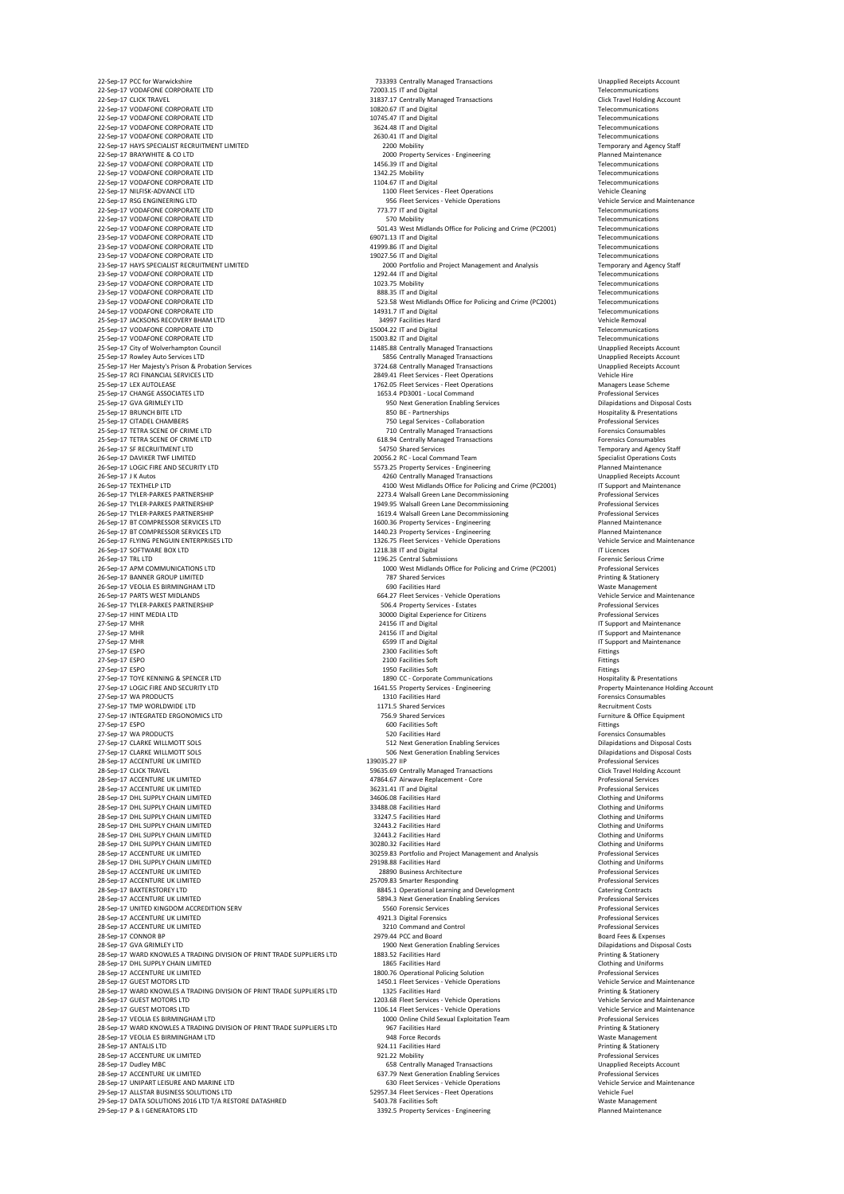| | | | | |
|---|---|---|---|---|
| 22-Sep-17 | PCC for Warwickshire | 733393 | Centrally Managed Transactions | Unapplied Receipts Account |
| 22-Sep-17 | VODAFONE CORPORATE LTD | 72003.15 | IT and Digital | Telecommunications |
| 22-Sep-17 | CLICK TRAVEL | 31837.17 | Centrally Managed Transactions | Click Travel Holding Account |
| 22-Sep-17 | VODAFONE CORPORATE LTD | 10820.67 | IT and Digital | Telecommunications |
| 22-Sep-17 | VODAFONE CORPORATE LTD | 10745.47 | IT and Digital | Telecommunications |
| 22-Sep-17 | VODAFONE CORPORATE LTD | 3624.48 | IT and Digital | Telecommunications |
| 22-Sep-17 | VODAFONE CORPORATE LTD | 2630.41 | IT and Digital | Telecommunications |
| 22-Sep-17 | HAYS SPECIALIST RECRUITMENT LIMITED | 2200 | Mobility | Temporary and Agency Staff |
| 22-Sep-17 | BRAYWHITE & CO LTD | 2000 | Property Services - Engineering | Planned Maintenance |
| 22-Sep-17 | VODAFONE CORPORATE LTD | 1456.39 | IT and Digital | Telecommunications |
| 22-Sep-17 | VODAFONE CORPORATE LTD | 1342.25 | Mobility | Telecommunications |
| 22-Sep-17 | VODAFONE CORPORATE LTD | 1104.67 | IT and Digital | Telecommunications |
| 22-Sep-17 | NILFISK-ADVANCE LTD | 1100 | Fleet Services - Fleet Operations | Vehicle Cleaning |
| 22-Sep-17 | RSG ENGINEERING LTD | 956 | Fleet Services - Vehicle Operations | Vehicle Service and Maintenance |
| 22-Sep-17 | VODAFONE CORPORATE LTD | 773.77 | IT and Digital | Telecommunications |
| 22-Sep-17 | VODAFONE CORPORATE LTD | 570 | Mobility | Telecommunications |
| 22-Sep-17 | VODAFONE CORPORATE LTD | 501.43 | West Midlands Office for Policing and Crime (PC2001) | Telecommunications |
| 23-Sep-17 | VODAFONE CORPORATE LTD | 69071.13 | IT and Digital | Telecommunications |
| 23-Sep-17 | VODAFONE CORPORATE LTD | 41999.86 | IT and Digital | Telecommunications |
| 23-Sep-17 | VODAFONE CORPORATE LTD | 19027.56 | IT and Digital | Telecommunications |
| 23-Sep-17 | HAYS SPECIALIST RECRUITMENT LIMITED | 2000 | Portfolio and Project Management and Analysis | Temporary and Agency Staff |
| 23-Sep-17 | VODAFONE CORPORATE LTD | 1292.44 | IT and Digital | Telecommunications |
| 23-Sep-17 | VODAFONE CORPORATE LTD | 1023.75 | Mobility | Telecommunications |
| 23-Sep-17 | VODAFONE CORPORATE LTD | 888.35 | IT and Digital | Telecommunications |
| 23-Sep-17 | VODAFONE CORPORATE LTD | 523.58 | West Midlands Office for Policing and Crime (PC2001) | Telecommunications |
| 24-Sep-17 | VODAFONE CORPORATE LTD | 14931.7 | IT and Digital | Telecommunications |
| 25-Sep-17 | JACKSONS RECOVERY BHAM LTD | 34997 | Facilities Hard | Vehicle Removal |
| 25-Sep-17 | VODAFONE CORPORATE LTD | 15004.22 | IT and Digital | Telecommunications |
| 25-Sep-17 | VODAFONE CORPORATE LTD | 15003.82 | IT and Digital | Telecommunications |
| 25-Sep-17 | City of Wolverhampton Council | 11485.88 | Centrally Managed Transactions | Unapplied Receipts Account |
| 25-Sep-17 | Rowley Auto Services LTD | 5856 | Centrally Managed Transactions | Unapplied Receipts Account |
| 25-Sep-17 | Her Majesty's Prison & Probation Services | 3724.68 | Centrally Managed Transactions | Unapplied Receipts Account |
| 25-Sep-17 | RCI FINANCIAL SERVICES LTD | 2849.41 | Fleet Services - Fleet Operations | Vehicle Hire |
| 25-Sep-17 | LEX AUTOLEASE | 1762.05 | Fleet Services - Fleet Operations | Managers Lease Scheme |
| 25-Sep-17 | CHANGE ASSOCIATES LTD | 1653.4 | PD3001 - Local Command | Professional Services |
| 25-Sep-17 | GVA GRIMLEY LTD | 950 | Next Generation Enabling Services | Dilapidations and Disposal Costs |
| 25-Sep-17 | BRUNCH BITE LTD | 850 | BE - Partnerships | Hospitality & Presentations |
| 25-Sep-17 | CITADEL CHAMBERS | 750 | Legal Services - Collaboration | Professional Services |
| 25-Sep-17 | TETRA SCENE OF CRIME LTD | 710 | Centrally Managed Transactions | Forensics Consumables |
| 25-Sep-17 | TETRA SCENE OF CRIME LTD | 618.94 | Centrally Managed Transactions | Forensics Consumables |
| 25-Sep-17 | SF RECRUITMENT LTD | 54750 | Shared Services | Temporary and Agency Staff |
| 26-Sep-17 | DAVIKER TWF LIMITED | 20056.2 | RC - Local Command Team | Specialist Operations Costs |
| 26-Sep-17 | LOGIC FIRE AND SECURITY LTD | 5573.25 | Property Services - Engineering | Planned Maintenance |
| 26-Sep-17 | J K Autos | 4260 | Centrally Managed Transactions | Unapplied Receipts Account |
| 26-Sep-17 | TEXTHELP LTD | 4100 | West Midlands Office for Policing and Crime (PC2001) | IT Support and Maintenance |
| 26-Sep-17 | TYLER-PARKES PARTNERSHIP | 2273.4 | Walsall Green Lane Decommissioning | Professional Services |
| 26-Sep-17 | TYLER-PARKES PARTNERSHIP | 1949.95 | Walsall Green Lane Decommissioning | Professional Services |
| 26-Sep-17 | TYLER-PARKES PARTNERSHIP | 1619.4 | Walsall Green Lane Decommissioning | Professional Services |
| 26-Sep-17 | BT COMPRESSOR SERVICES LTD | 1600.36 | Property Services - Engineering | Planned Maintenance |
| 26-Sep-17 | BT COMPRESSOR SERVICES LTD | 1440.23 | Property Services - Engineering | Planned Maintenance |
| 26-Sep-17 | FLYING PENGUIN ENTERPRISES LTD | 1326.75 | Fleet Services - Vehicle Operations | Vehicle Service and Maintenance |
| 26-Sep-17 | SOFTWARE BOX LTD | 1218.38 | IT and Digital | IT Licences |
| 26-Sep-17 | TRL LTD | 1196.25 | Central Submissions | Forensic Serious Crime |
| 26-Sep-17 | APM COMMUNICATIONS LTD | 1000 | West Midlands Office for Policing and Crime (PC2001) | Professional Services |
| 26-Sep-17 | BANNER GROUP LIMITED | 787 | Shared Services | Printing & Stationery |
| 26-Sep-17 | VEOLIA ES BIRMINGHAM LTD | 690 | Facilities Hard | Waste Management |
| 26-Sep-17 | PARTS WEST MIDLANDS | 664.27 | Fleet Services - Vehicle Operations | Vehicle Service and Maintenance |
| 26-Sep-17 | TYLER-PARKES PARTNERSHIP | 506.4 | Property Services - Estates | Professional Services |
| 27-Sep-17 | HINT MEDIA LTD | 30000 | Digital Experience for Citizens | Professional Services |
| 27-Sep-17 | MHR | 24156 | IT and Digital | IT Support and Maintenance |
| 27-Sep-17 | MHR | 24156 | IT and Digital | IT Support and Maintenance |
| 27-Sep-17 | MHR | 6599 | IT and Digital | IT Support and Maintenance |
| 27-Sep-17 | ESPO | 2300 | Facilities Soft | Fittings |
| 27-Sep-17 | ESPO | 2100 | Facilities Soft | Fittings |
| 27-Sep-17 | ESPO | 1950 | Facilities Soft | Fittings |
| 27-Sep-17 | TOYE KENNING & SPENCER LTD | 1890 | CC - Corporate Communications | Hospitality & Presentations |
| 27-Sep-17 | LOGIC FIRE AND SECURITY LTD | 1641.55 | Property Services - Engineering | Property Maintenance Holding Account |
| 27-Sep-17 | WA PRODUCTS | 1310 | Facilities Hard | Forensics Consumables |
| 27-Sep-17 | TMP WORLDWIDE LTD | 1171.5 | Shared Services | Recruitment Costs |
| 27-Sep-17 | INTEGRATED ERGONOMICS LTD | 756.9 | Shared Services | Furniture & Office Equipment |
| 27-Sep-17 | ESPO | 600 | Facilities Soft | Fittings |
| 27-Sep-17 | WA PRODUCTS | 520 | Facilities Hard | Forensics Consumables |
| 27-Sep-17 | CLARKE WILLMOTT SOLS | 512 | Next Generation Enabling Services | Dilapidations and Disposal Costs |
| 27-Sep-17 | CLARKE WILLMOTT SOLS | 506 | Next Generation Enabling Services | Dilapidations and Disposal Costs |
| 28-Sep-17 | ACCENTURE UK LIMITED | 139035.27 | IIP | Professional Services |
| 28-Sep-17 | CLICK TRAVEL | 59635.69 | Centrally Managed Transactions | Click Travel Holding Account |
| 28-Sep-17 | ACCENTURE UK LIMITED | 47864.67 | Airwave Replacement - Core | Professional Services |
| 28-Sep-17 | ACCENTURE UK LIMITED | 36231.41 | IT and Digital | Professional Services |
| 28-Sep-17 | DHL SUPPLY CHAIN LIMITED | 34606.08 | Facilities Hard | Clothing and Uniforms |
| 28-Sep-17 | DHL SUPPLY CHAIN LIMITED | 33488.08 | Facilities Hard | Clothing and Uniforms |
| 28-Sep-17 | DHL SUPPLY CHAIN LIMITED | 33247.5 | Facilities Hard | Clothing and Uniforms |
| 28-Sep-17 | DHL SUPPLY CHAIN LIMITED | 32443.2 | Facilities Hard | Clothing and Uniforms |
| 28-Sep-17 | DHL SUPPLY CHAIN LIMITED | 32443.2 | Facilities Hard | Clothing and Uniforms |
| 28-Sep-17 | DHL SUPPLY CHAIN LIMITED | 30280.32 | Facilities Hard | Clothing and Uniforms |
| 28-Sep-17 | ACCENTURE UK LIMITED | 30259.83 | Portfolio and Project Management and Analysis | Professional Services |
| 28-Sep-17 | DHL SUPPLY CHAIN LIMITED | 29198.88 | Facilities Hard | Clothing and Uniforms |
| 28-Sep-17 | ACCENTURE UK LIMITED | 28890 | Business Architecture | Professional Services |
| 28-Sep-17 | ACCENTURE UK LIMITED | 25709.83 | Smarter Responding | Professional Services |
| 28-Sep-17 | BAXTERSTOREY LTD | 8845.1 | Operational Learning and Development | Catering Contracts |
| 28-Sep-17 | ACCENTURE UK LIMITED | 5894.3 | Next Generation Enabling Services | Professional Services |
| 28-Sep-17 | UNITED KINGDOM ACCREDITION SERV | 5560 | Forensic Services | Professional Services |
| 28-Sep-17 | ACCENTURE UK LIMITED | 4921.3 | Digital Forensics | Professional Services |
| 28-Sep-17 | ACCENTURE UK LIMITED | 3210 | Command and Control | Professional Services |
| 28-Sep-17 | CONNOR BP | 2979.44 | PCC and Board | Board Fees & Expenses |
| 28-Sep-17 | GVA GRIMLEY LTD | 1900 | Next Generation Enabling Services | Dilapidations and Disposal Costs |
| 28-Sep-17 | WARD KNOWLES A TRADING DIVISION OF PRINT TRADE SUPPLIERS LTD | 1883.52 | Facilities Hard | Printing & Stationery |
| 28-Sep-17 | DHL SUPPLY CHAIN LIMITED | 1865 | Facilities Hard | Clothing and Uniforms |
| 28-Sep-17 | ACCENTURE UK LIMITED | 1800.76 | Operational Policing Solution | Professional Services |
| 28-Sep-17 | GUEST MOTORS LTD | 1450.1 | Fleet Services - Vehicle Operations | Vehicle Service and Maintenance |
| 28-Sep-17 | WARD KNOWLES A TRADING DIVISION OF PRINT TRADE SUPPLIERS LTD | 1325 | Facilities Hard | Printing & Stationery |
| 28-Sep-17 | GUEST MOTORS LTD | 1203.68 | Fleet Services - Vehicle Operations | Vehicle Service and Maintenance |
| 28-Sep-17 | GUEST MOTORS LTD | 1106.14 | Fleet Services - Vehicle Operations | Vehicle Service and Maintenance |
| 28-Sep-17 | VEOLIA ES BIRMINGHAM LTD | 1000 | Online Child Sexual Exploitation Team | Professional Services |
| 28-Sep-17 | WARD KNOWLES A TRADING DIVISION OF PRINT TRADE SUPPLIERS LTD | 967 | Facilities Hard | Printing & Stationery |
| 28-Sep-17 | VEOLIA ES BIRMINGHAM LTD | 948 | Force Records | Waste Management |
| 28-Sep-17 | ANTALIS LTD | 924.11 | Facilities Hard | Printing & Stationery |
| 28-Sep-17 | ACCENTURE UK LIMITED | 921.22 | Mobility | Professional Services |
| 28-Sep-17 | Dudley MBC | 658 | Centrally Managed Transactions | Unapplied Receipts Account |
| 28-Sep-17 | ACCENTURE UK LIMITED | 637.79 | Next Generation Enabling Services | Professional Services |
| 28-Sep-17 | UNIPART LEISURE AND MARINE LTD | 630 | Fleet Services - Vehicle Operations | Vehicle Service and Maintenance |
| 29-Sep-17 | ALLSTAR BUSINESS SOLUTIONS LTD | 52957.34 | Fleet Services - Fleet Operations | Vehicle Fuel |
| 29-Sep-17 | DATA SOLUTIONS 2016 LTD T/A RESTORE DATASHRED | 5403.78 | Facilities Soft | Waste Management |
| 29-Sep-17 | P & I GENERATORS LTD | 3392.5 | Property Services - Engineering | Planned Maintenance |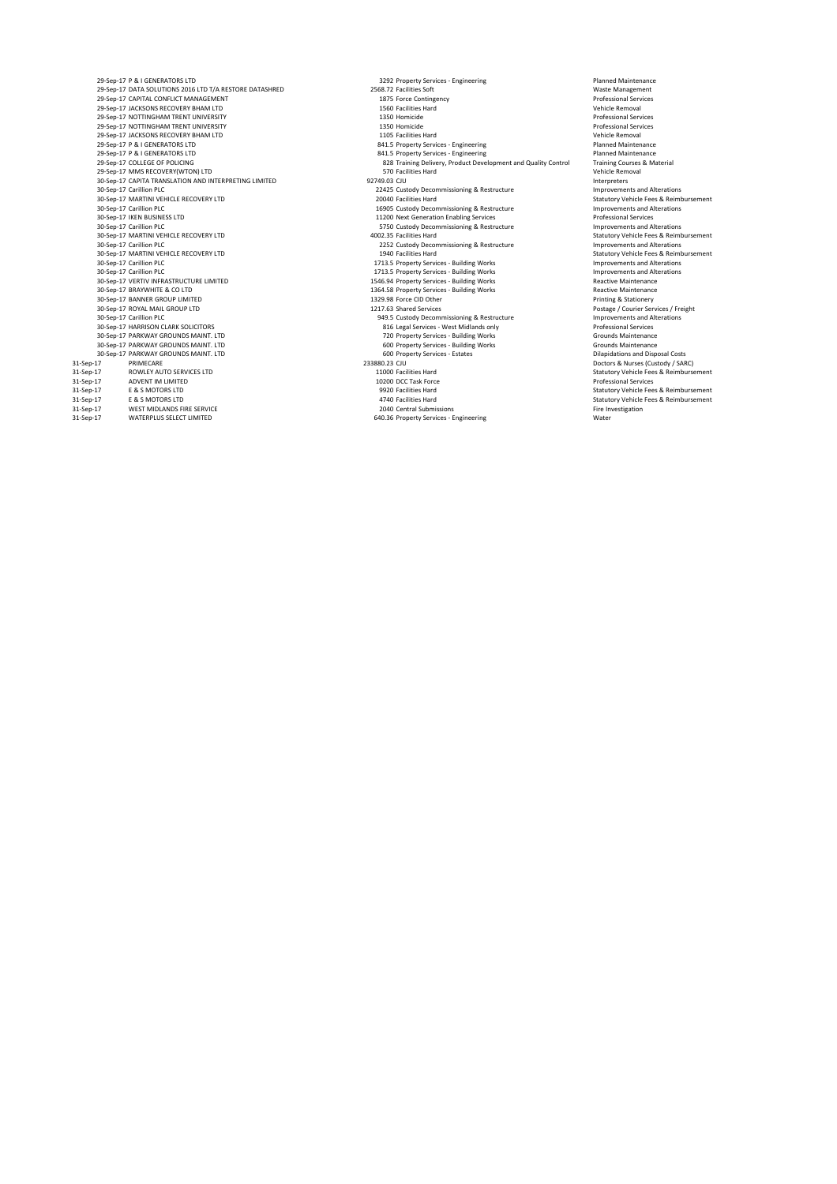| | | | | |
|---|---|---|---|---|
| 29-Sep-17 | P & I GENERATORS LTD | 3292 | Property Services - Engineering | Planned Maintenance |
| 29-Sep-17 | DATA SOLUTIONS 2016 LTD T/A RESTORE DATASHRED | 2568.72 | Facilities Soft | Waste Management |
| 29-Sep-17 | CAPITAL CONFLICT MANAGEMENT | 1875 | Force Contingency | Professional Services |
| 29-Sep-17 | JACKSONS RECOVERY BHAM LTD | 1560 | Facilities Hard | Vehicle Removal |
| 29-Sep-17 | NOTTINGHAM TRENT UNIVERSITY | 1350 | Homicide | Professional Services |
| 29-Sep-17 | NOTTINGHAM TRENT UNIVERSITY | 1350 | Homicide | Professional Services |
| 29-Sep-17 | JACKSONS RECOVERY BHAM LTD | 1105 | Facilities Hard | Vehicle Removal |
| 29-Sep-17 | P & I GENERATORS LTD | 841.5 | Property Services - Engineering | Planned Maintenance |
| 29-Sep-17 | P & I GENERATORS LTD | 841.5 | Property Services - Engineering | Planned Maintenance |
| 29-Sep-17 | COLLEGE OF POLICING | 828 | Training Delivery, Product Development and Quality Control | Training Courses & Material |
| 29-Sep-17 | MMS RECOVERY(WTON) LTD | 570 | Facilities Hard | Vehicle Removal |
| 30-Sep-17 | CAPITA TRANSLATION AND INTERPRETING LIMITED | 92749.03 | CJU | Interpreters |
| 30-Sep-17 | Carillion PLC | 22425 | Custody Decommissioning & Restructure | Improvements and Alterations |
| 30-Sep-17 | MARTINI VEHICLE RECOVERY LTD | 20040 | Facilities Hard | Statutory Vehicle Fees & Reimbursement |
| 30-Sep-17 | Carillion PLC | 16905 | Custody Decommissioning & Restructure | Improvements and Alterations |
| 30-Sep-17 | IKEN BUSINESS LTD | 11200 | Next Generation Enabling Services | Professional Services |
| 30-Sep-17 | Carillion PLC | 5750 | Custody Decommissioning & Restructure | Improvements and Alterations |
| 30-Sep-17 | MARTINI VEHICLE RECOVERY LTD | 4002.35 | Facilities Hard | Statutory Vehicle Fees & Reimbursement |
| 30-Sep-17 | Carillion PLC | 2252 | Custody Decommissioning & Restructure | Improvements and Alterations |
| 30-Sep-17 | MARTINI VEHICLE RECOVERY LTD | 1940 | Facilities Hard | Statutory Vehicle Fees & Reimbursement |
| 30-Sep-17 | Carillion PLC | 1713.5 | Property Services - Building Works | Improvements and Alterations |
| 30-Sep-17 | Carillion PLC | 1713.5 | Property Services - Building Works | Improvements and Alterations |
| 30-Sep-17 | VERTIV INFRASTRUCTURE LIMITED | 1546.94 | Property Services - Building Works | Reactive Maintenance |
| 30-Sep-17 | BRAYWHITE & CO LTD | 1364.58 | Property Services - Building Works | Reactive Maintenance |
| 30-Sep-17 | BANNER GROUP LIMITED | 1329.98 | Force CID Other | Printing & Stationery |
| 30-Sep-17 | ROYAL MAIL GROUP LTD | 1217.63 | Shared Services | Postage / Courier Services / Freight |
| 30-Sep-17 | Carillion PLC | 949.5 | Custody Decommissioning & Restructure | Improvements and Alterations |
| 30-Sep-17 | HARRISON CLARK SOLICITORS | 816 | Legal Services - West Midlands only | Professional Services |
| 30-Sep-17 | PARKWAY GROUNDS MAINT. LTD | 720 | Property Services - Building Works | Grounds Maintenance |
| 30-Sep-17 | PARKWAY GROUNDS MAINT. LTD | 600 | Property Services - Building Works | Grounds Maintenance |
| 30-Sep-17 | PARKWAY GROUNDS MAINT. LTD | 600 | Property Services - Estates | Dilapidations and Disposal Costs |
| 31-Sep-17 | PRIMECARE | 233880.23 | CJU | Doctors & Nurses (Custody / SARC) |
| 31-Sep-17 | ROWLEY AUTO SERVICES LTD | 11000 | Facilities Hard | Statutory Vehicle Fees & Reimbursement |
| 31-Sep-17 | ADVENT IM LIMITED | 10200 | DCC Task Force | Professional Services |
| 31-Sep-17 | E & S MOTORS LTD | 9920 | Facilities Hard | Statutory Vehicle Fees & Reimbursement |
| 31-Sep-17 | E & S MOTORS LTD | 4740 | Facilities Hard | Statutory Vehicle Fees & Reimbursement |
| 31-Sep-17 | WEST MIDLANDS FIRE SERVICE | 2040 | Central Submissions | Fire Investigation |
| 31-Sep-17 | WATERPLUS SELECT LIMITED | 640.36 | Property Services - Engineering | Water |